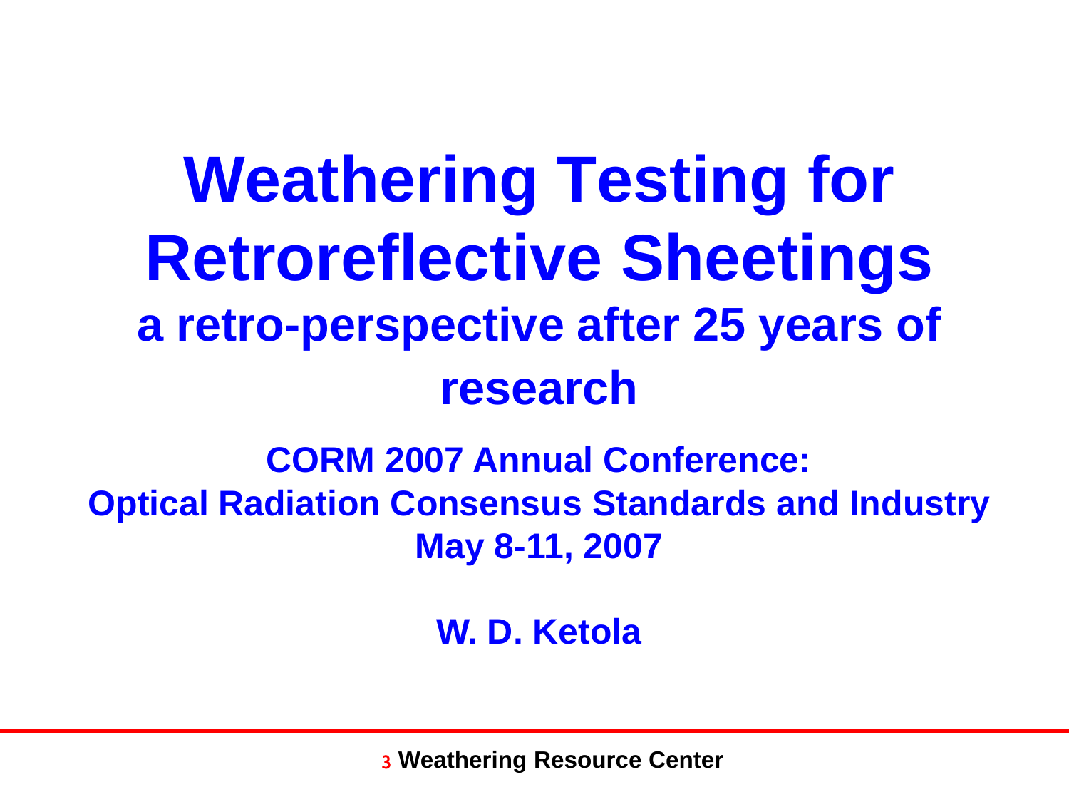# Weathering Testing for Retroreflective Sheetings

## a retro-perspective after 25 years of research

**CORM 2007 Annual Conference:**
**Optical Radiation Consensus Standards and Industry**
**May 8-11, 2007**

**W. D. Ketola**

**3 Weathering Resource Center**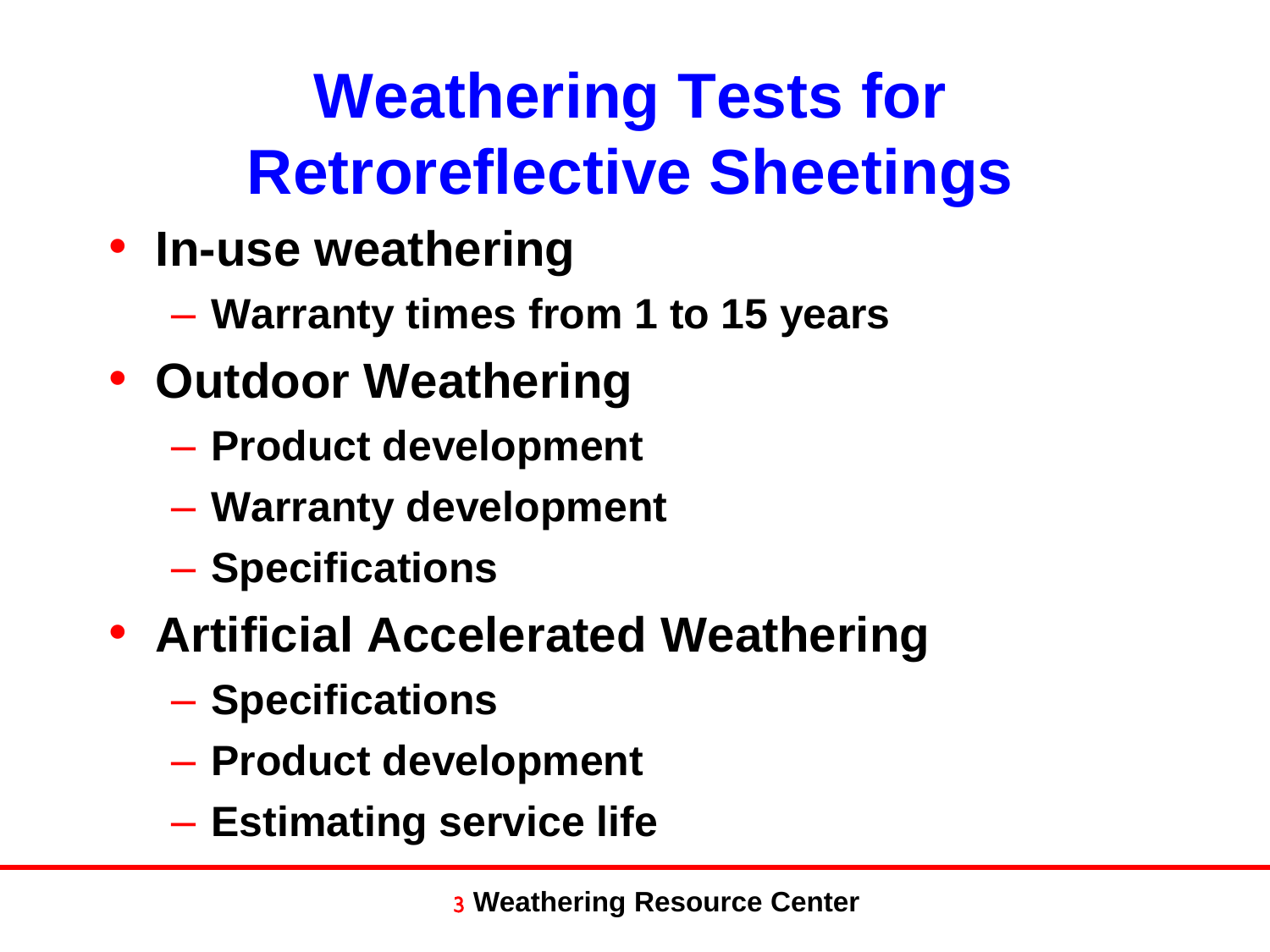# Weathering Tests for Retroreflective Sheetings

- **In-use weathering**
  - **Warranty times from 1 to 15 years**
- **Outdoor Weathering**
  - **Product development**
  - **Warranty development**
  - **Specifications**
- **Artificial Accelerated Weathering**
  - **Specifications**
  - **Product development**
  - **Estimating service life**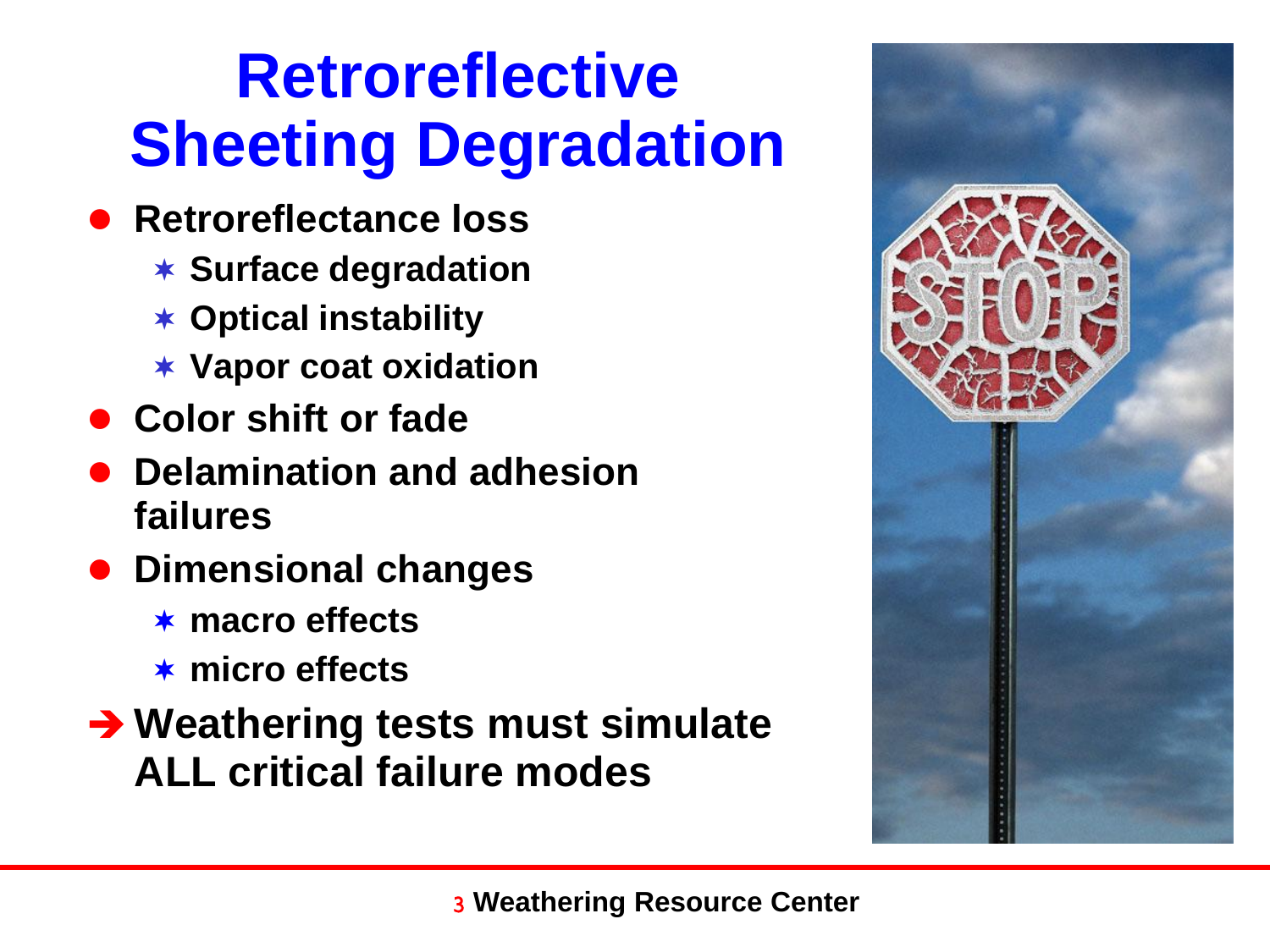# Retroreflective Sheeting Degradation

- **Retroreflectance loss**
  - **Surface degradation**
  - **Optical instability**
  - **Vapor coat oxidation**
- **Color shift or fade**
- **Delamination and adhesion failures**
- **Dimensional changes**
  - **macro effects**
  - **micro effects**

➔ **Weathering tests must simulate ALL critical failure modes**

**Weathering Resource Center**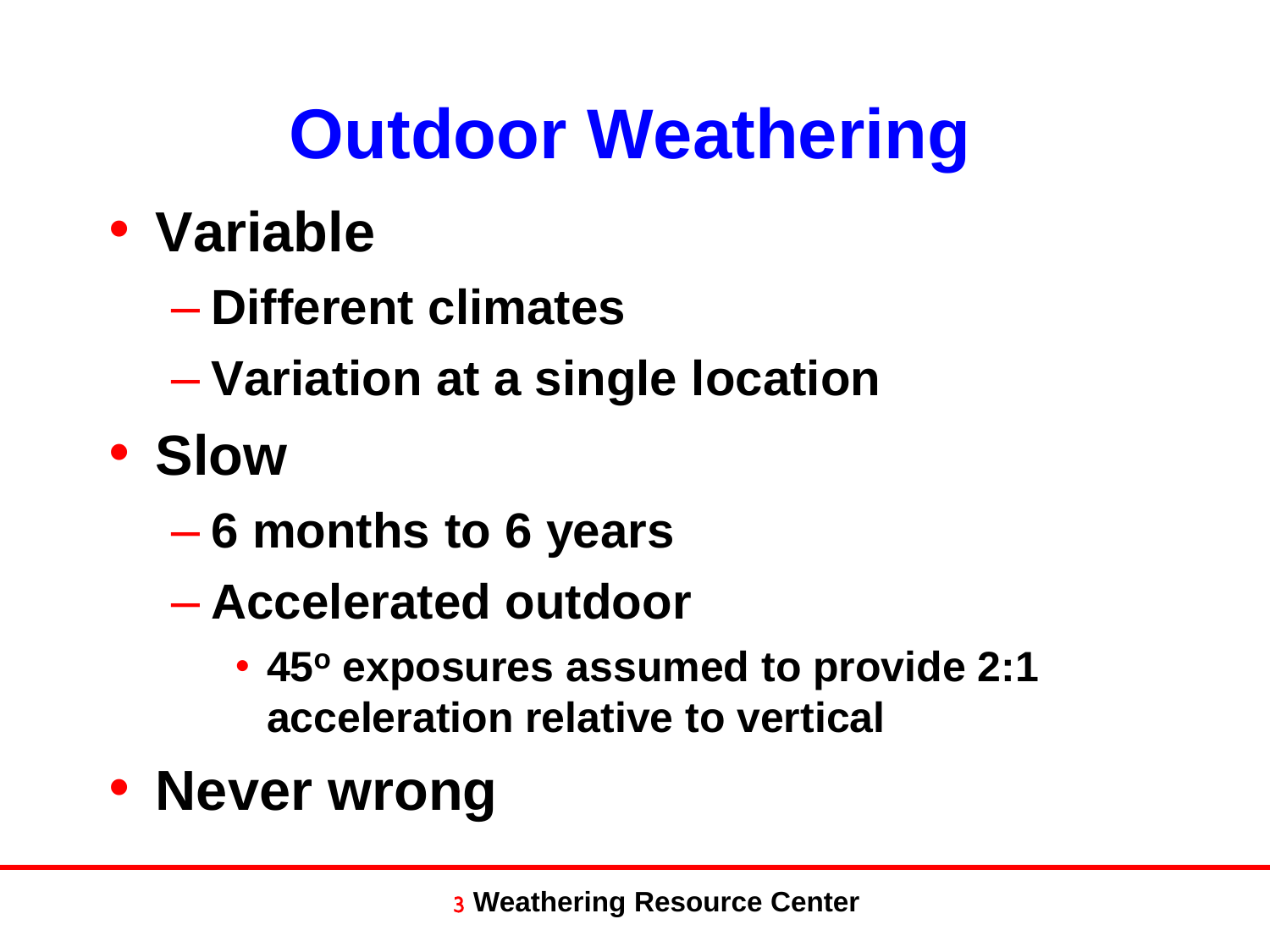# Outdoor Weathering

- **Variable**
  - **Different climates**
  - **Variation at a single location**
- **Slow**
  - **6 months to 6 years**
  - **Accelerated outdoor**
    - **45$^{o}$ exposures assumed to provide 2:1 acceleration relative to vertical**
- **Never wrong**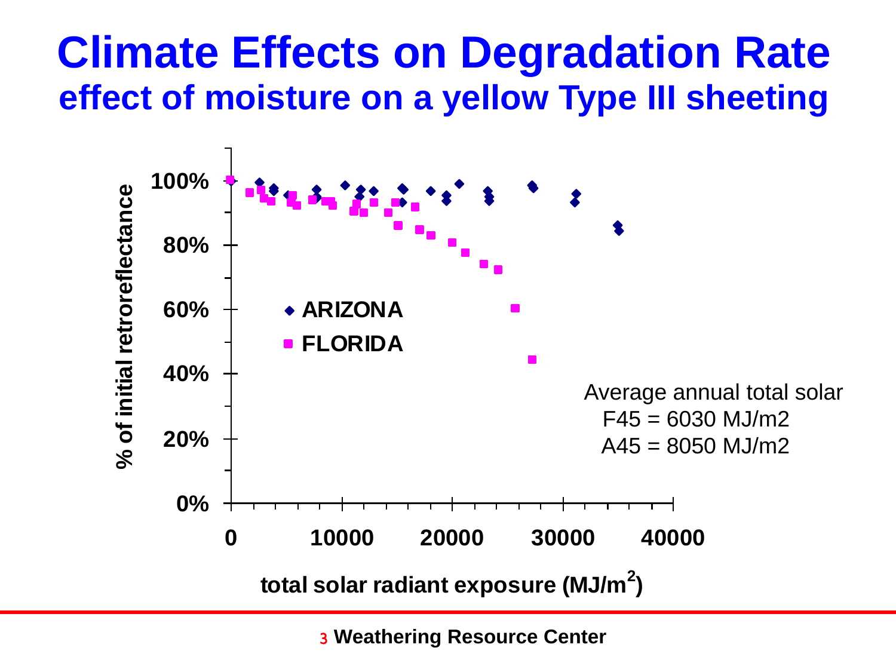# Climate Effects on Degradation Rate

## effect of moisture on a yellow Type III sheeting

% of initial retroreflectance

100%

80%

60%

40%

20%

0%

◆ ARIZONA

■ FLORIDA

0 10000 20000 30000 40000

total solar radiant exposure ($MJ/m^2$)

Average annual total solar
F45 = 6030 MJ/m2
A45 = 8050 MJ/m2

**Weathering Resource Center**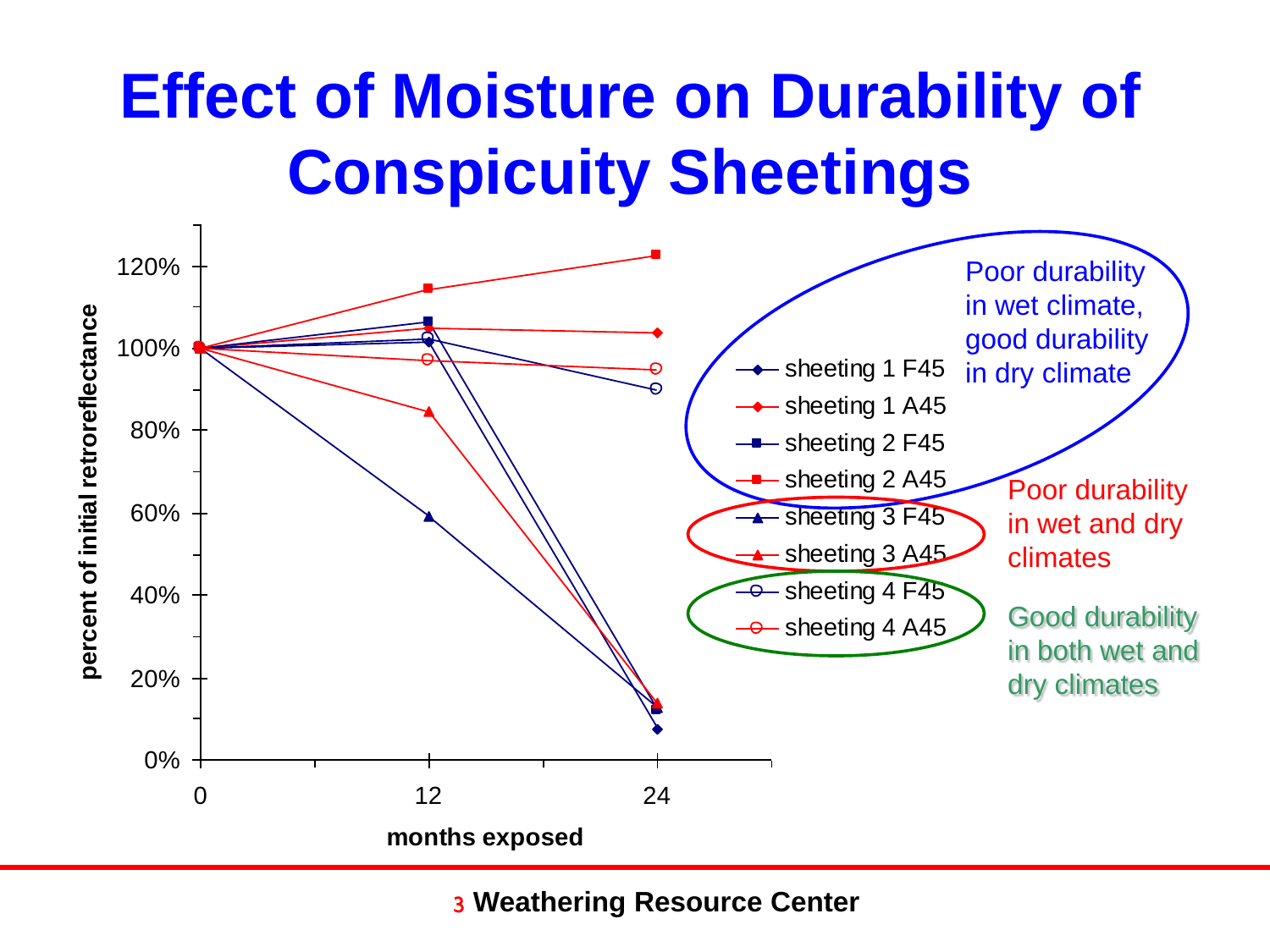# Effect of Moisture on Durability of Conspicuity Sheetings

percent of initial retroreflectance

120%
100%
80%
60%
40%
20%
0%

0 12 24

months exposed

- sheeting 1 F45
- sheeting 1 A45
- sheeting 2 F45
- sheeting 2 A45
- sheeting 3 F45
- sheeting 3 A45
- sheeting 4 F45
- sheeting 4 A45

Poor durability in wet climate, good durability in dry climate

Poor durability in wet and dry climates

Good durability in both wet and dry climates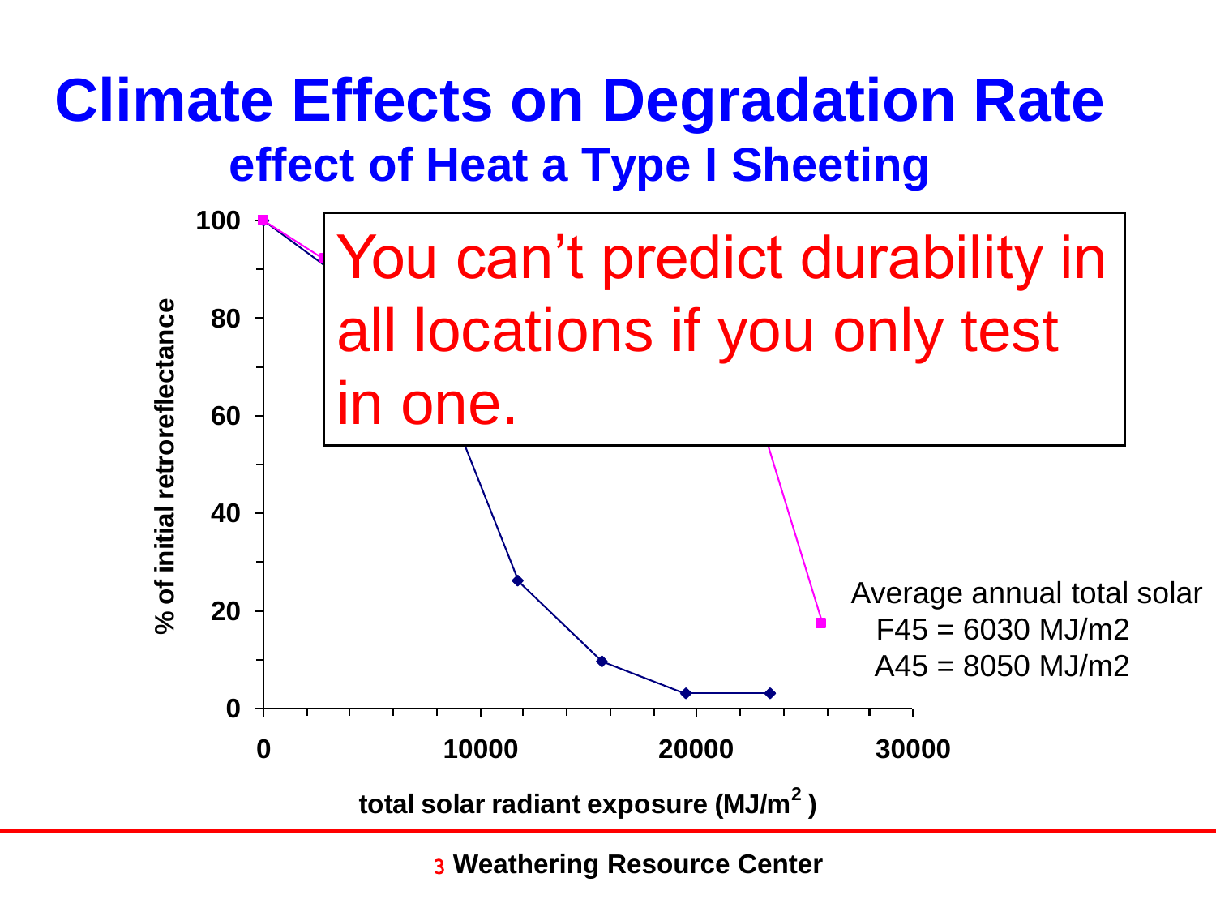# Climate Effects on Degradation Rate

## effect of Heat a Type I Sheeting

You can't predict durability in all locations if you only test in one.

% of initial retroreflectance

total solar radiant exposure ($MJ/m^2$)

Average annual total solar
F45 = 6030 MJ/m2
A45 = 8050 MJ/m2

Weathering Resource Center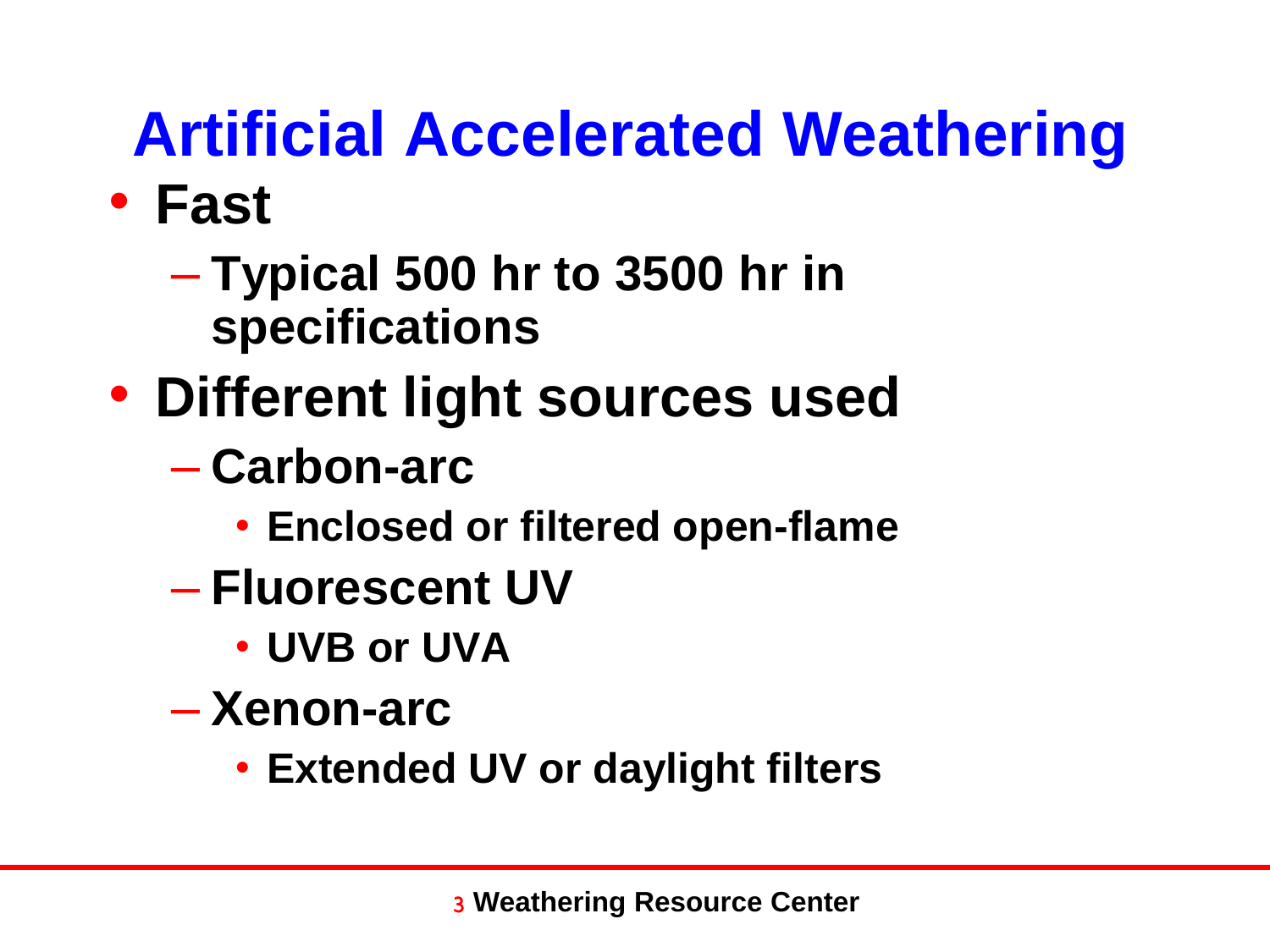# Artificial Accelerated Weathering

- **Fast**
  - **Typical 500 hr to 3500 hr in specifications**
- **Different light sources used**
  - **Carbon-arc**
    - **Enclosed or filtered open-flame**
  - **Fluorescent UV**
    - **UVB or UVA**
  - **Xenon-arc**
    - **Extended UV or daylight filters**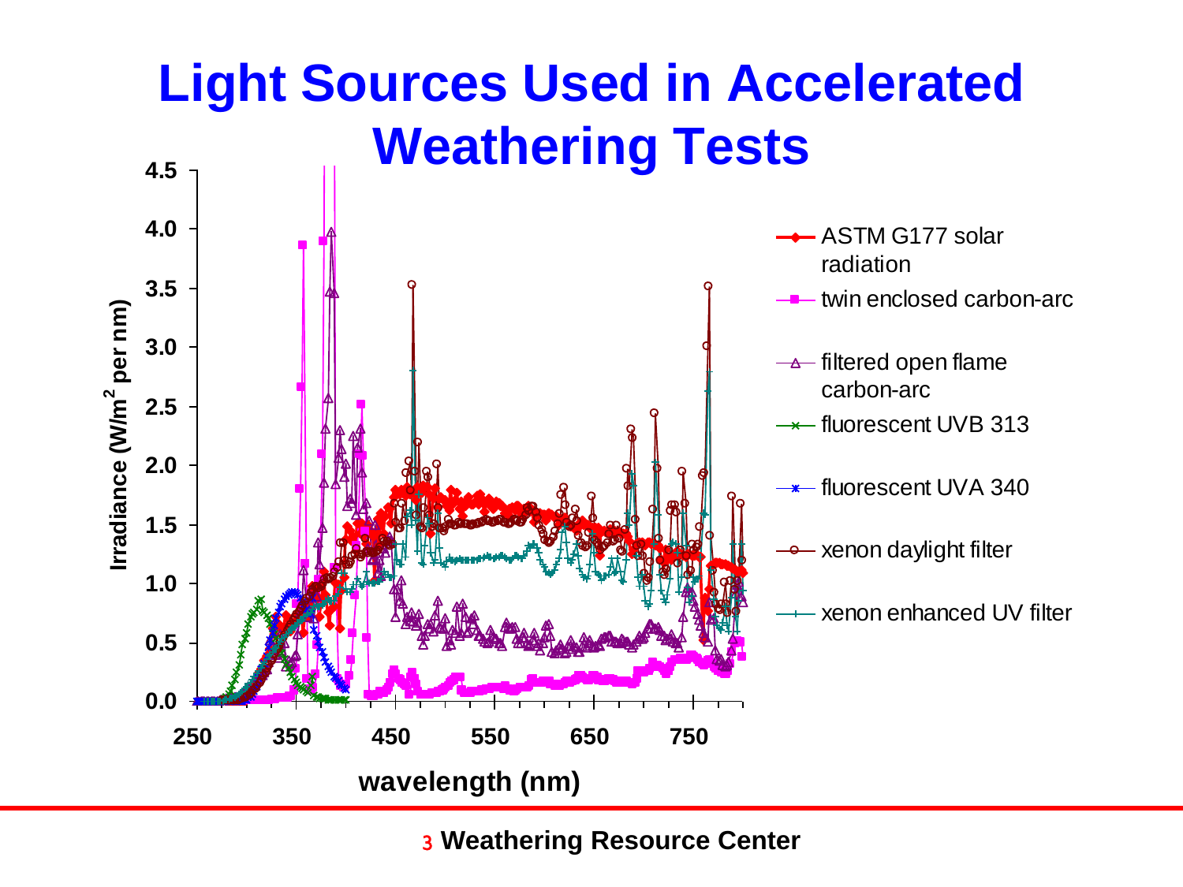# Light Sources Used in Accelerated Weathering Tests

Irradiance ($W/m^2$ per nm)

wavelength (nm)

- ASTM G177 solar radiation
- twin enclosed carbon-arc
- filtered open flame carbon-arc
- fluorescent UVB 313
- fluorescent UVA 340
- xenon daylight filter
- xenon enhanced UV filter

Weathering Resource Center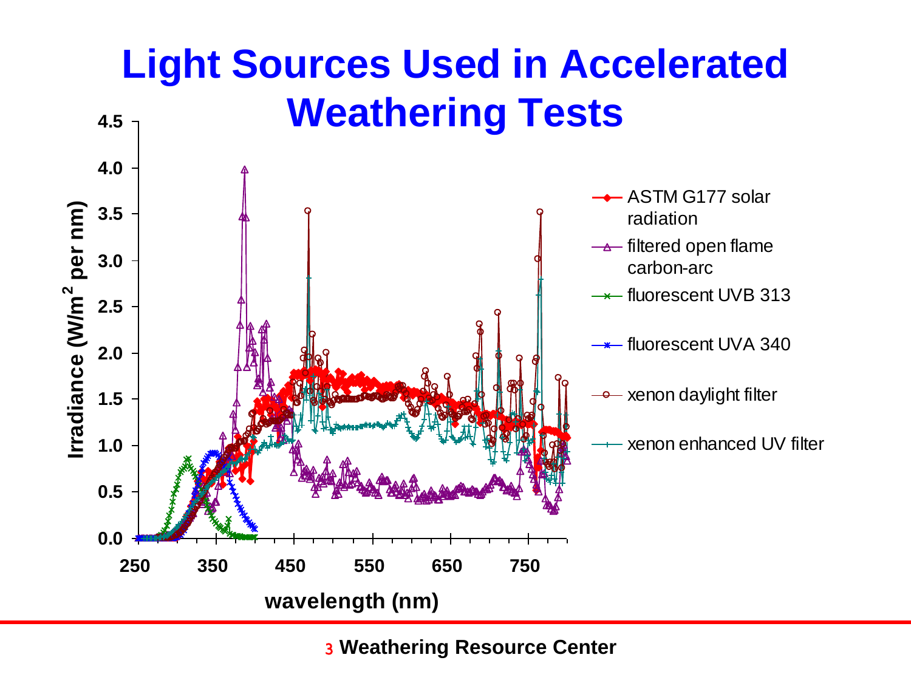# Light Sources Used in Accelerated Weathering Tests

Irradiance ($W/m^2$ per nm) vs. wavelength (nm)

- ASTM G177 solar radiation
- filtered open flame carbon-arc
- fluorescent UVB 313
- fluorescent UVA 340
- xenon daylight filter
- xenon enhanced UV filter

Weathering Resource Center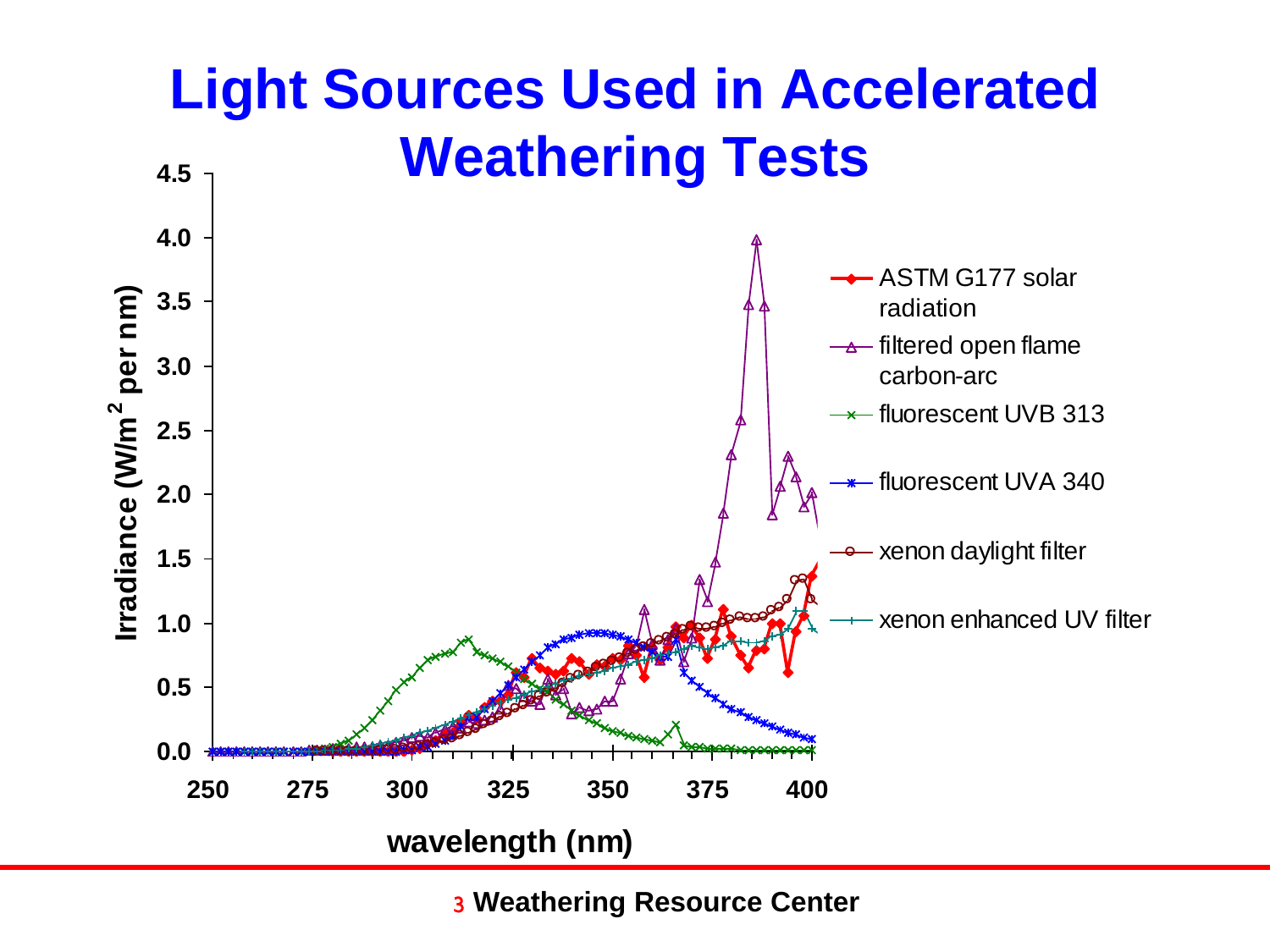# Light Sources Used in Accelerated Weathering Tests

Irradiance ($W/m^2$ per nm)

4.5
4.0
3.5
3.0
2.5
2.0
1.5
1.0
0.5
0.0

250 275 300 325 350 375 400

wavelength (nm)

- ASTM G177 solar radiation
- filtered open flame carbon-arc
- fluorescent UVB 313
- fluorescent UVA 340
- xenon daylight filter
- xenon enhanced UV filter

Weathering Resource Center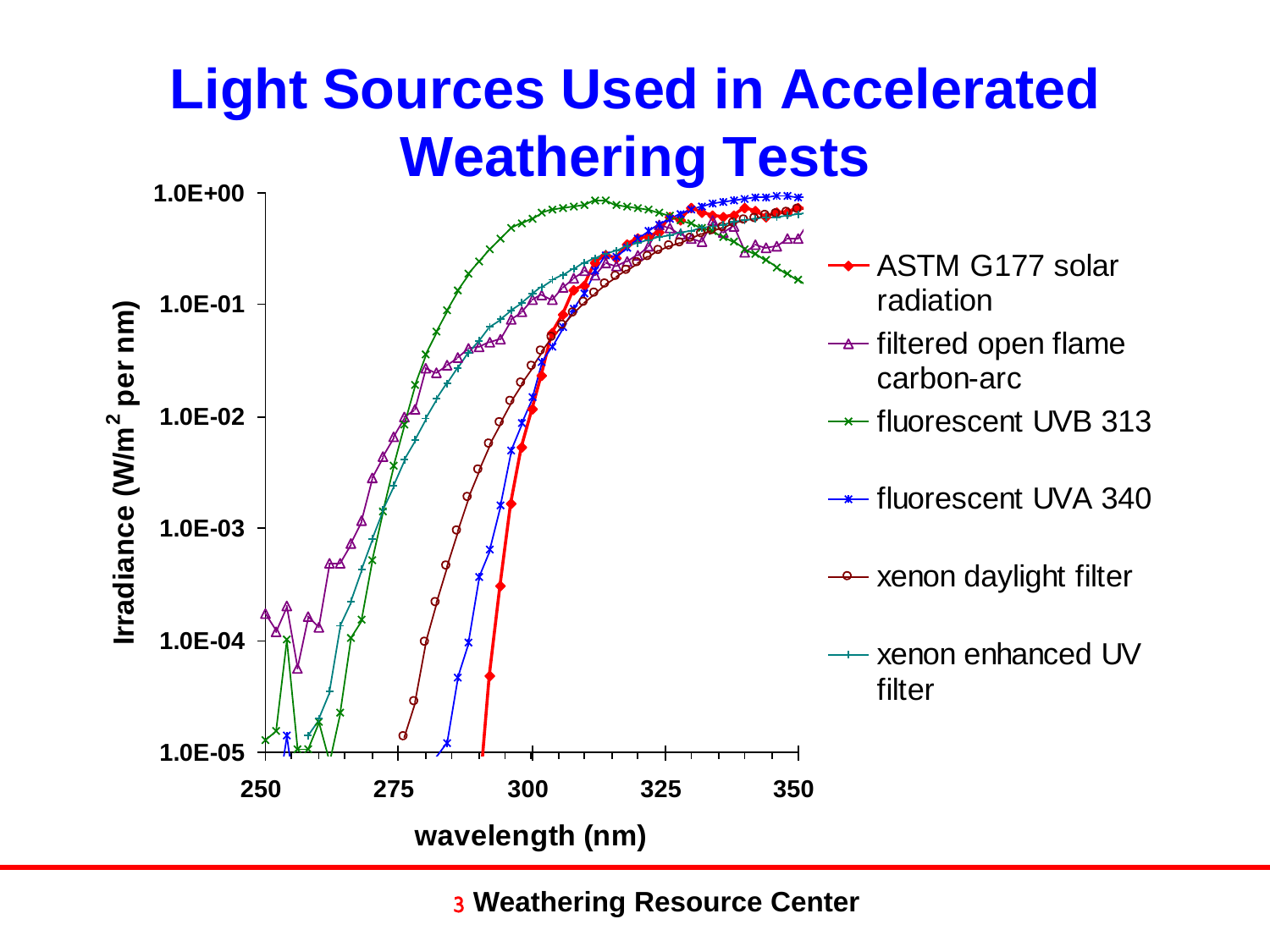# Light Sources Used in Accelerated Weathering Tests

Irradiance ($W/m^2$ per nm)

1.0E+00
1.0E-01
1.0E-02
1.0E-03
1.0E-04
1.0E-05

250 275 300 325 350

wavelength (nm)

- ASTM G177 solar radiation
- filtered open flame carbon-arc
- fluorescent UVB 313
- fluorescent UVA 340
- xenon daylight filter
- xenon enhanced UV filter

Weathering Resource Center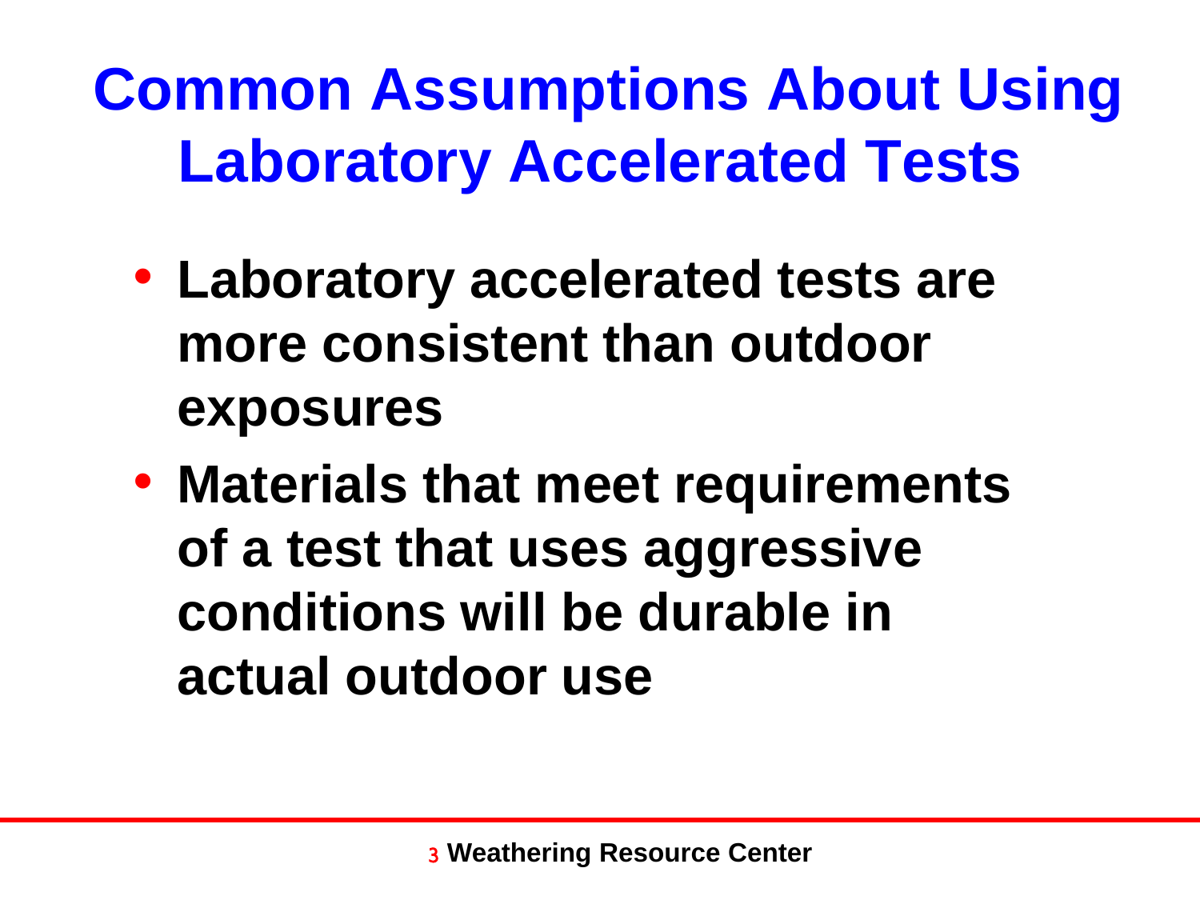# Common Assumptions About Using Laboratory Accelerated Tests

- **Laboratory accelerated tests are more consistent than outdoor exposures**
- **Materials that meet requirements of a test that uses aggressive conditions will be durable in actual outdoor use**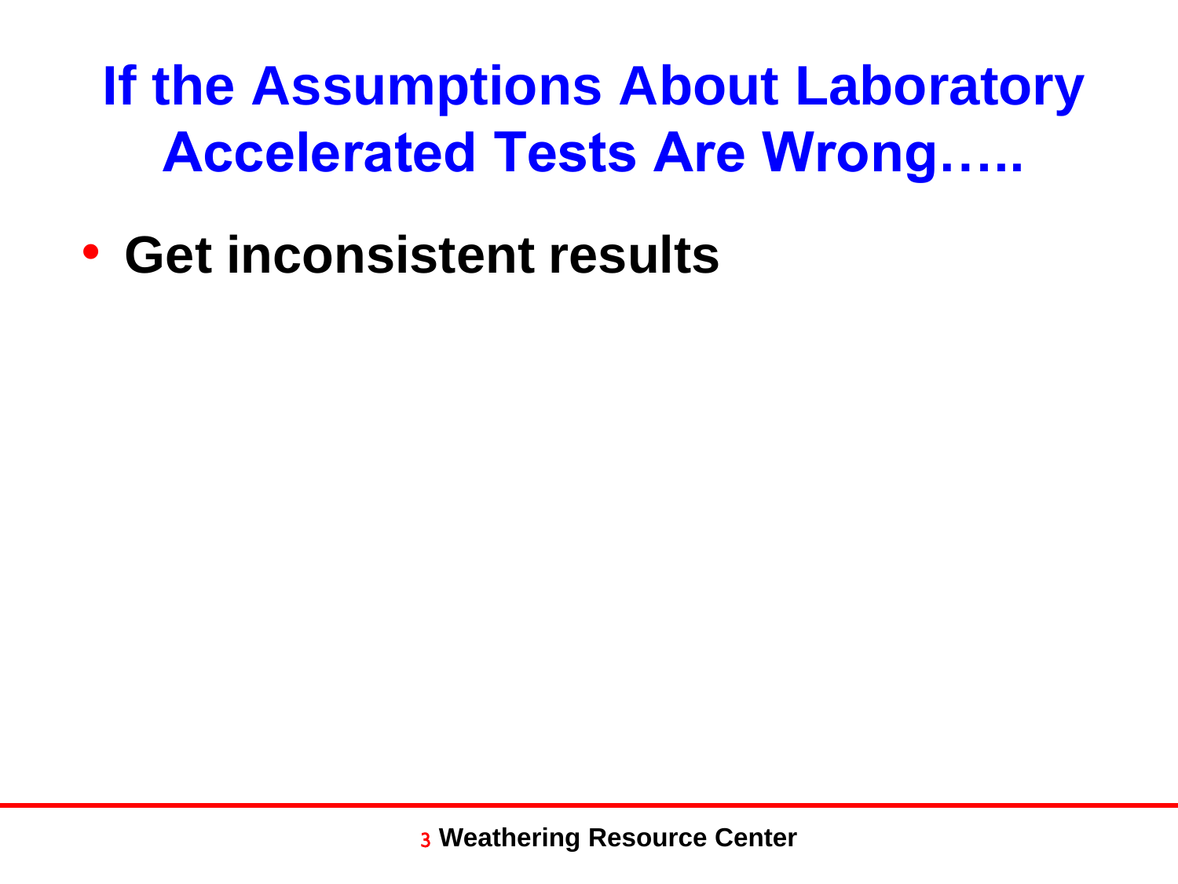# If the Assumptions About Laboratory Accelerated Tests Are Wrong…..

- **Get inconsistent results**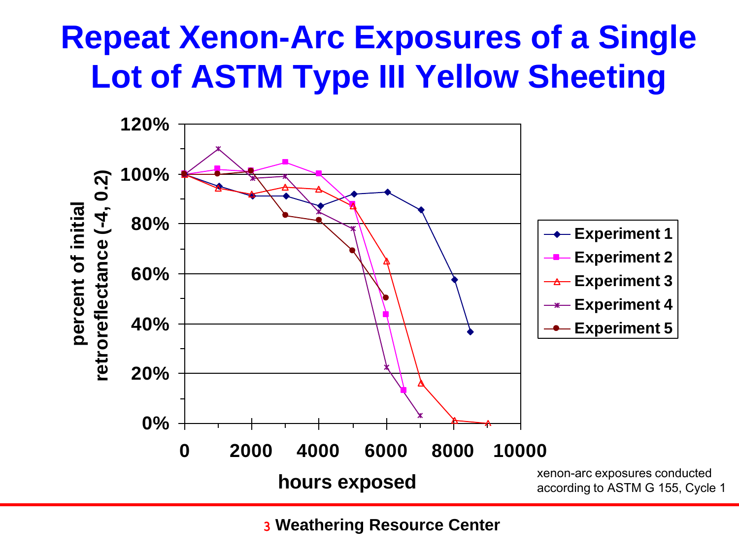# Repeat Xenon-Arc Exposures of a Single Lot of ASTM Type III Yellow Sheeting

percent of initial retroreflectance (-4, 0.2)

120%
100%
80%
60%
40%
20%
0%

0 2000 4000 6000 8000 10000

hours exposed

- Experiment 1
- Experiment 2
- Experiment 3
- Experiment 4
- Experiment 5

xenon-arc exposures conducted according to ASTM G 155, Cycle 1

Weathering Resource Center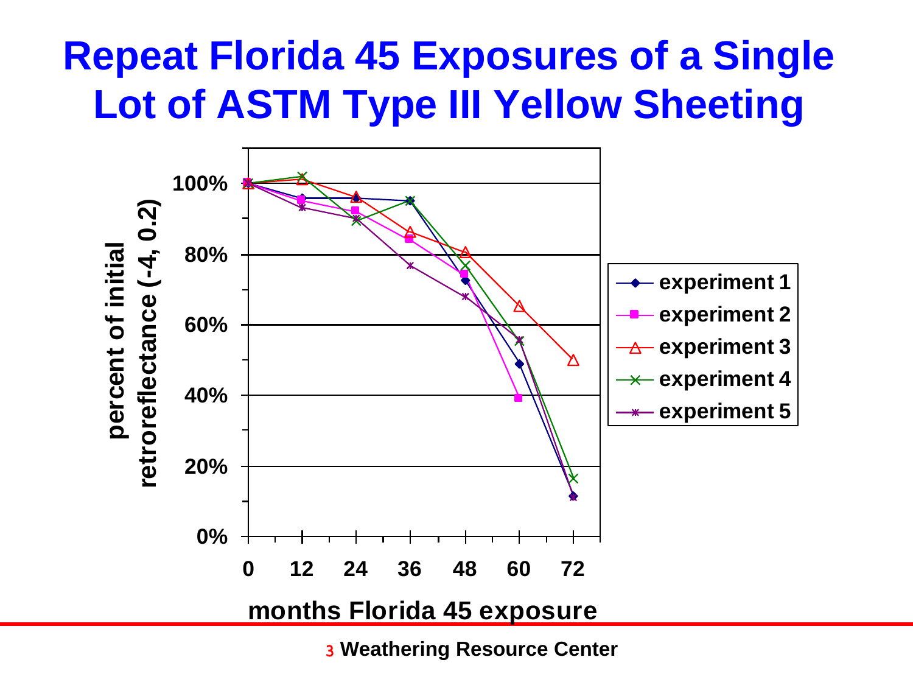# Repeat Florida 45 Exposures of a Single Lot of ASTM Type III Yellow Sheeting

percent of initial retroreflectance (-4, 0.2)

100%

80%

60%

40%

20%

0%

0 12 24 36 48 60 72

months Florida 45 exposure

- experiment 1
- experiment 2
- experiment 3
- experiment 4
- experiment 5

Weathering Resource Center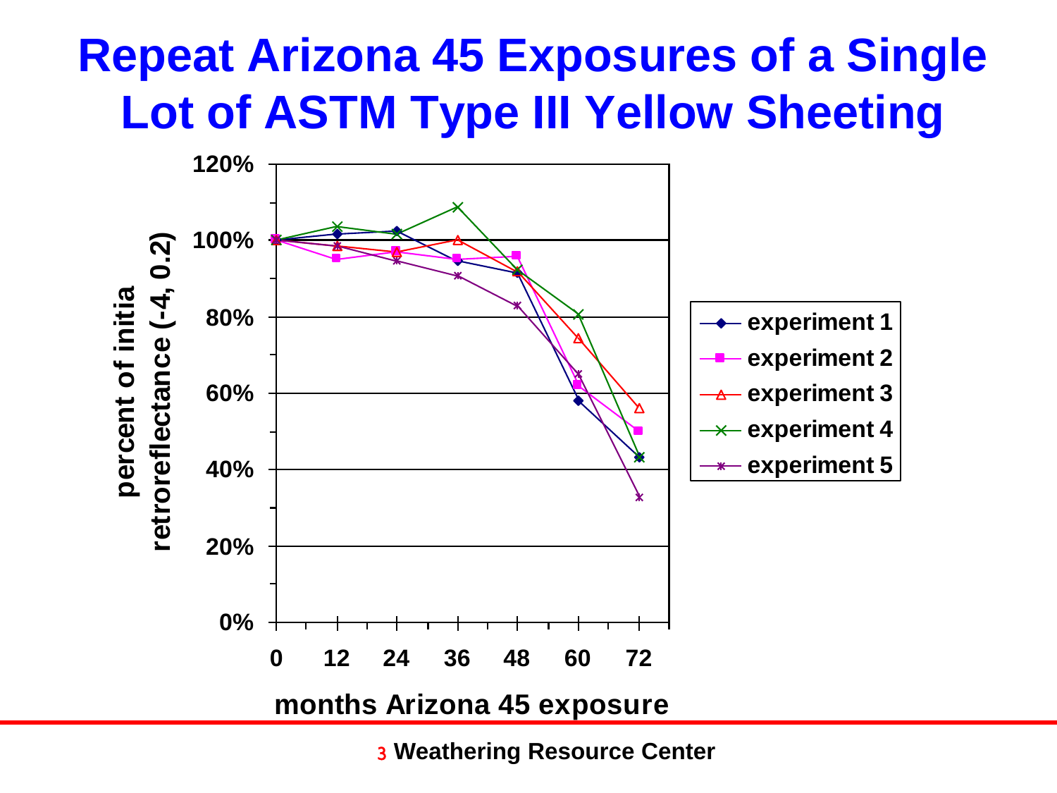# Repeat Arizona 45 Exposures of a Single Lot of ASTM Type III Yellow Sheeting

percent of initia retroreflectance (-4, 0.2)

120%
100%
80%
60%
40%
20%
0%

0 12 24 36 48 60 72

months Arizona 45 exposure

- experiment 1
- experiment 2
- experiment 3
- experiment 4
- experiment 5

Weathering Resource Center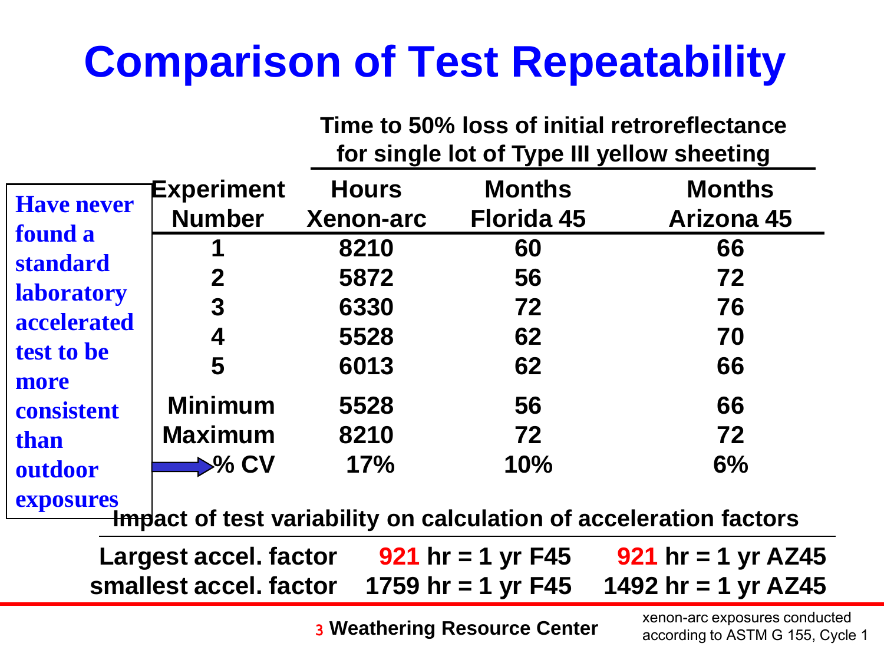# Comparison of Test Repeatability

**Have never found a standard laboratory accelerated test to be more consistent than outdoor exposures**

Time to 50% loss of initial retroreflectance for single lot of Type III yellow sheeting

| Experiment Number | Hours Xenon-arc | Months Florida 45 | Months Arizona 45 |
|---|---|---|---|
| 1 | 8210 | 60 | 66 |
| 2 | 5872 | 56 | 72 |
| 3 | 6330 | 72 | 76 |
| 4 | 5528 | 62 | 70 |
| 5 | 6013 | 62 | 66 |
| Minimum | 5528 | 56 | 66 |
| Maximum | 8210 | 72 | 72 |
| % CV | 17% | 10% | 6% |

**Impact of test variability on calculation of acceleration factors**

| | | |
|---|---|---|
| Largest accel. factor | 921 hr = 1 yr F45 | 921 hr = 1 yr AZ45 |
| smallest accel. factor | 1759 hr = 1 yr F45 | 1492 hr = 1 yr AZ45 |

Weathering Resource Center

xenon-arc exposures conducted according to ASTM G 155, Cycle 1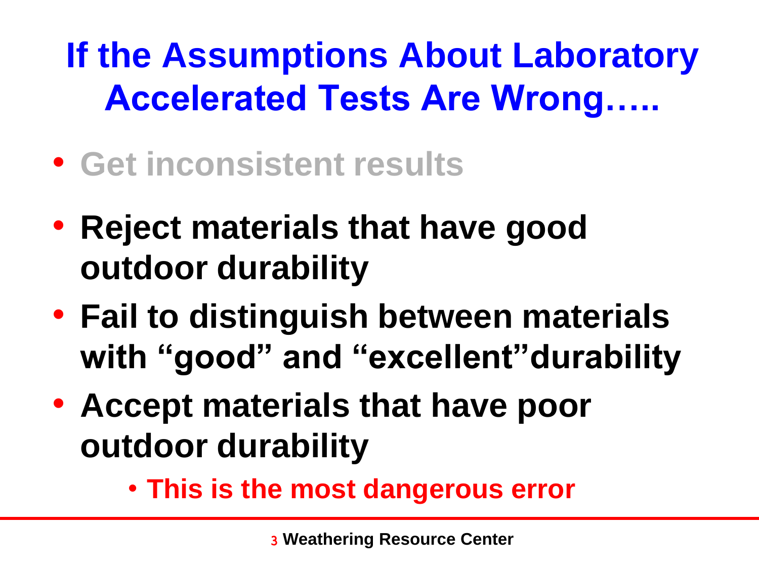# If the Assumptions About Laboratory Accelerated Tests Are Wrong…..

- Get inconsistent results
- Reject materials that have good outdoor durability
- Fail to distinguish between materials with "good" and "excellent"durability
- Accept materials that have poor outdoor durability
  - This is the most dangerous error

Weathering Resource Center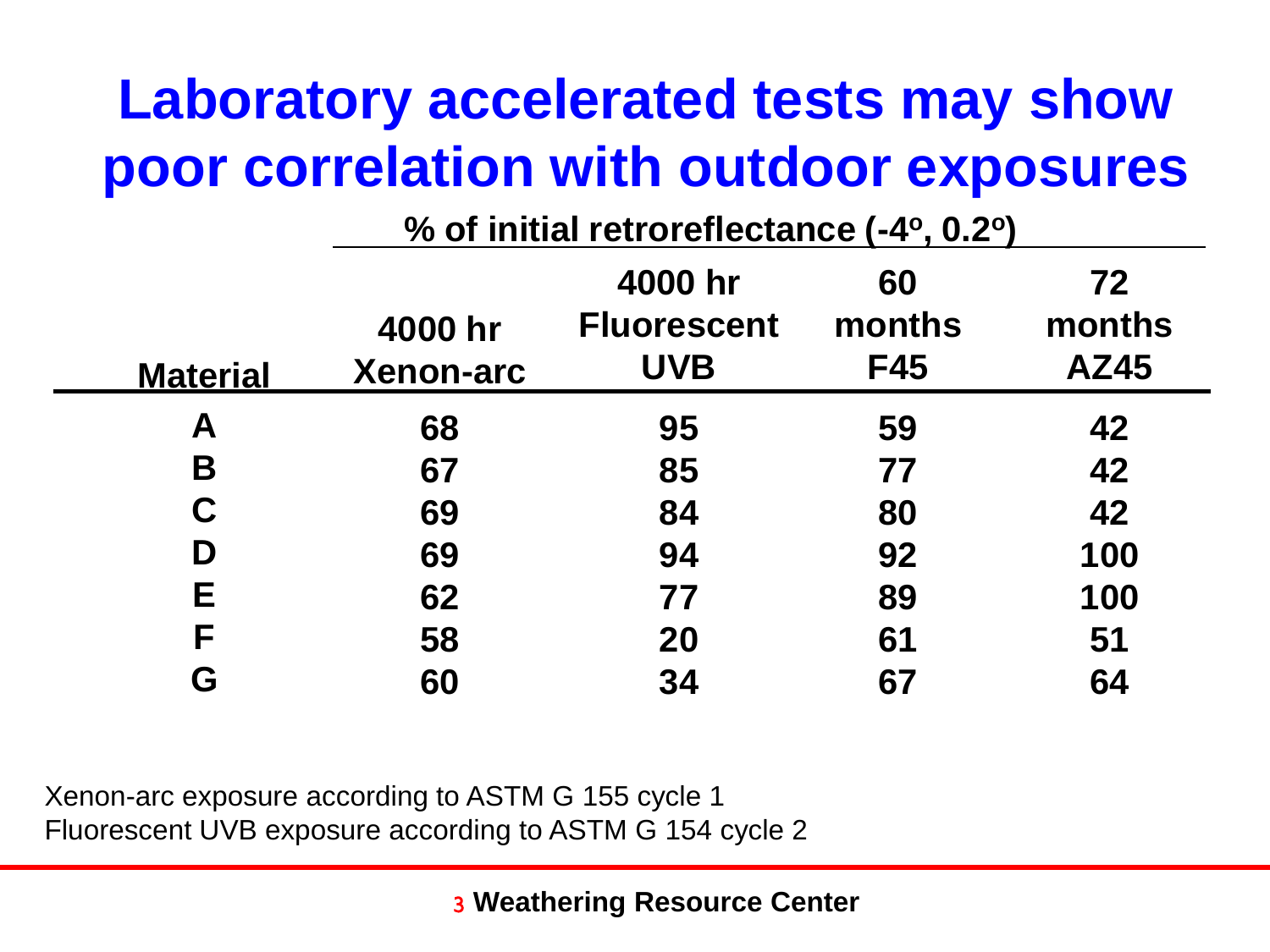# Laboratory accelerated tests may show poor correlation with outdoor exposures

| | % of initial retroreflectance (-4°, 0.2°) | | | |
|---|---|---|---|---|
| Material | 4000 hr Xenon-arc | 4000 hr Fluorescent UVB | 60 months F45 | 72 months AZ45 |
| A | 68 | 95 | 59 | 42 |
| B | 67 | 85 | 77 | 42 |
| C | 69 | 84 | 80 | 42 |
| D | 69 | 94 | 92 | 100 |
| E | 62 | 77 | 89 | 100 |
| F | 58 | 20 | 61 | 51 |
| G | 60 | 34 | 67 | 64 |

Xenon-arc exposure according to ASTM G 155 cycle 1
Fluorescent UVB exposure according to ASTM G 154 cycle 2

Weathering Resource Center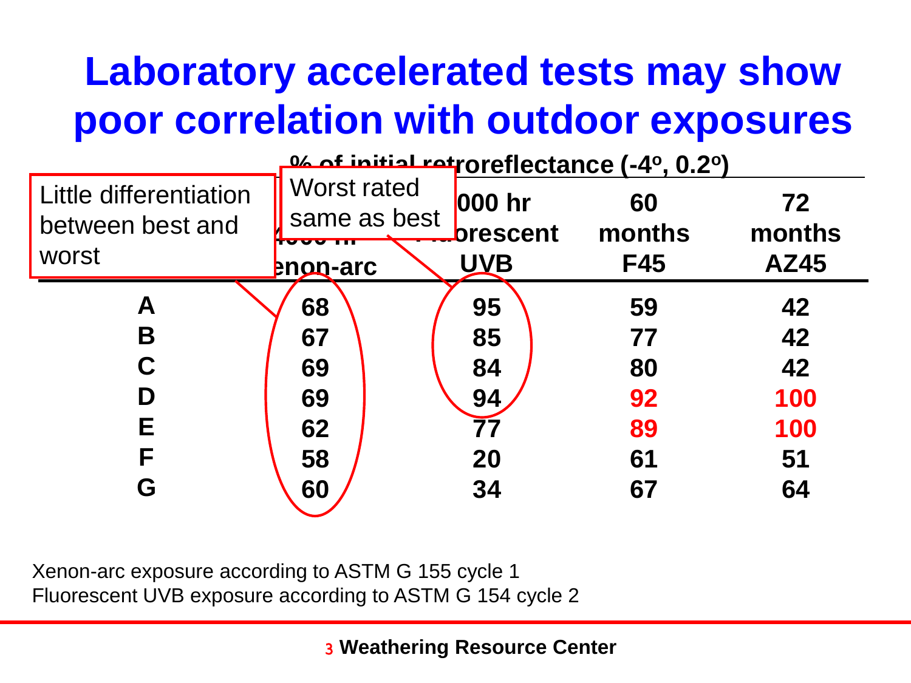# Laboratory accelerated tests may show poor correlation with outdoor exposures

**% of initial retroreflectance (-4°, 0.2°)**

| | 4000 hr Xenon-arc | 4000 hr Fluorescent UVB | 60 months F45 | 72 months AZ45 |
|---|---|---|---|---|
| A | 68 | 95 | 59 | 42 |
| B | 67 | 85 | 77 | 42 |
| C | 69 | 84 | 80 | 42 |
| D | 69 | 94 | 92 | 100 |
| E | 62 | 77 | 89 | 100 |
| F | 58 | 20 | 61 | 51 |
| G | 60 | 34 | 67 | 64 |

Little differentiation between best and worst

Worst rated same as best

Xenon-arc exposure according to ASTM G 155 cycle 1
Fluorescent UVB exposure according to ASTM G 154 cycle 2

**Weathering Resource Center**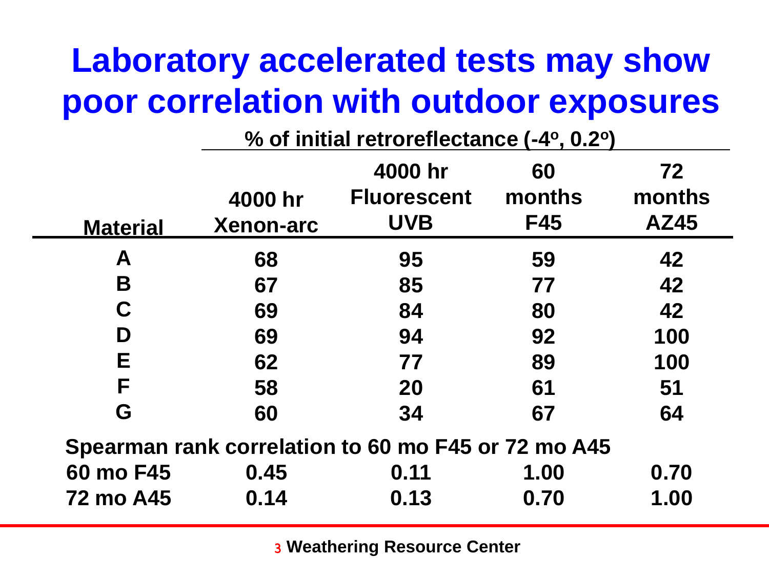# Laboratory accelerated tests may show poor correlation with outdoor exposures

| Material | % of initial retroreflectance (-4°, 0.2°) | | | |
|---|---|---|---|---|
| | 4000 hr Xenon-arc | 4000 hr Fluorescent UVB | 60 months F45 | 72 months AZ45 |
| A | 68 | 95 | 59 | 42 |
| B | 67 | 85 | 77 | 42 |
| C | 69 | 84 | 80 | 42 |
| D | 69 | 94 | 92 | 100 |
| E | 62 | 77 | 89 | 100 |
| F | 58 | 20 | 61 | 51 |
| G | 60 | 34 | 67 | 64 |
| **Spearman rank correlation to 60 mo F45 or 72 mo A45** | | | | |
| 60 mo F45 | 0.45 | 0.11 | 1.00 | 0.70 |
| 72 mo A45 | 0.14 | 0.13 | 0.70 | 1.00 |

Weathering Resource Center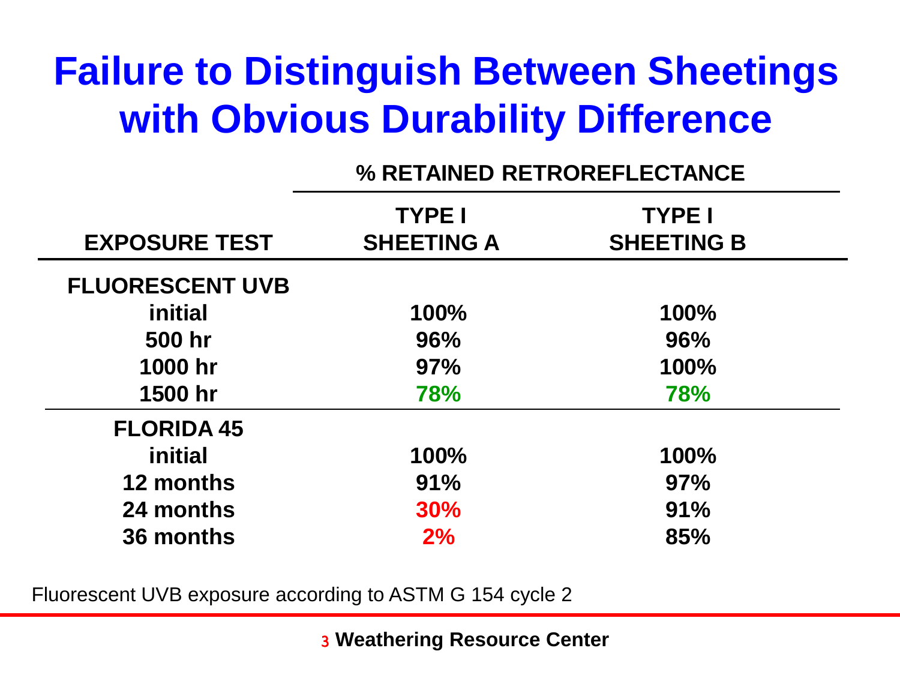# Failure to Distinguish Between Sheetings with Obvious Durability Difference

| | % RETAINED RETROREFLECTANCE | |
|---|---|---|
| **EXPOSURE TEST** | **TYPE I SHEETING A** | **TYPE I SHEETING B** |
| **FLUORESCENT UVB** | | |
| initial | 100% | 100% |
| 500 hr | 96% | 96% |
| 1000 hr | 97% | 100% |
| 1500 hr | 78% | 78% |
| **FLORIDA 45** | | |
| initial | 100% | 100% |
| 12 months | 91% | 97% |
| 24 months | 30% | 91% |
| 36 months | 2% | 85% |

Fluorescent UVB exposure according to ASTM G 154 cycle 2

Weathering Resource Center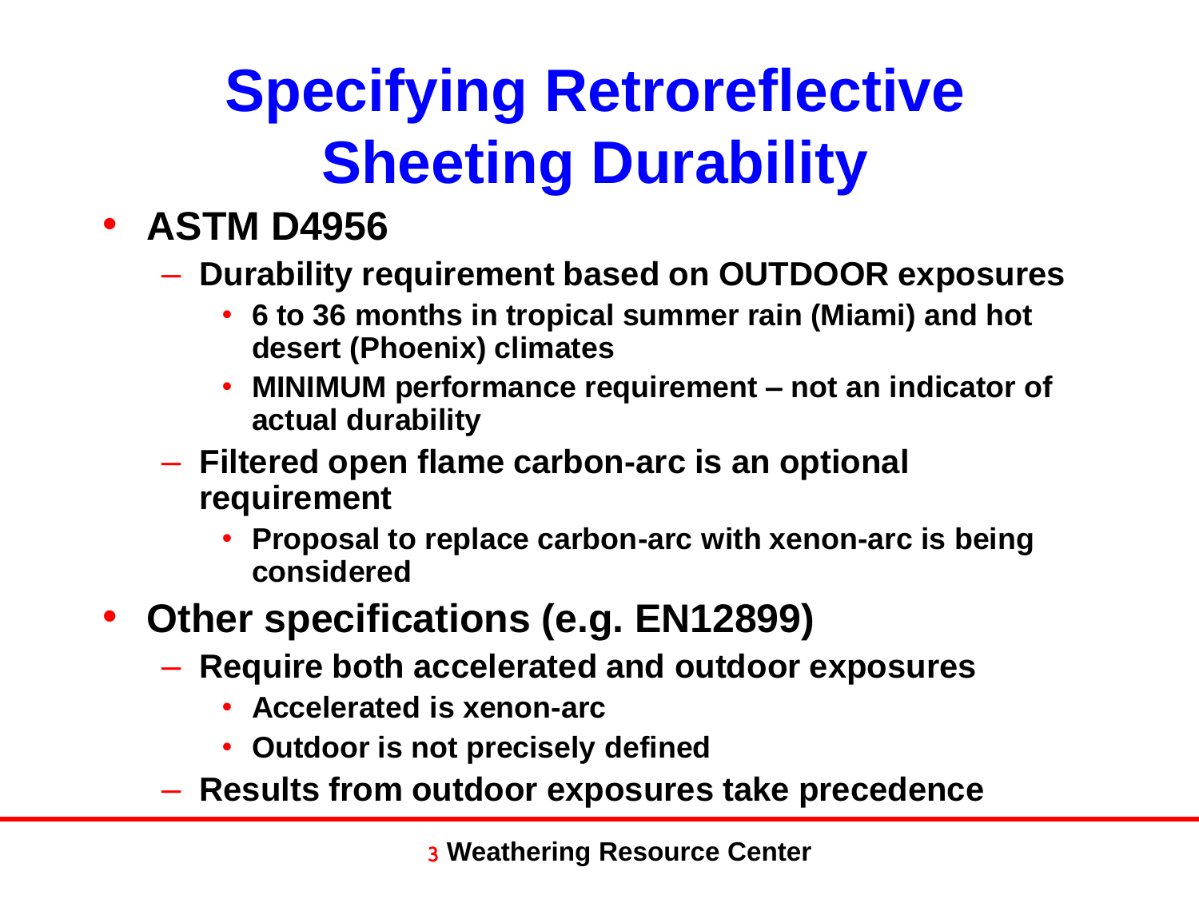# Specifying Retroreflective Sheeting Durability

- **ASTM D4956**
  - **Durability requirement based on OUTDOOR exposures**
    - **6 to 36 months in tropical summer rain (Miami) and hot desert (Phoenix) climates**
    - **MINIMUM performance requirement – not an indicator of actual durability**
  - **Filtered open flame carbon-arc is an optional requirement**
    - **Proposal to replace carbon-arc with xenon-arc is being considered**
- **Other specifications (e.g. EN12899)**
  - **Require both accelerated and outdoor exposures**
    - **Accelerated is xenon-arc**
    - **Outdoor is not precisely defined**
  - **Results from outdoor exposures take precedence**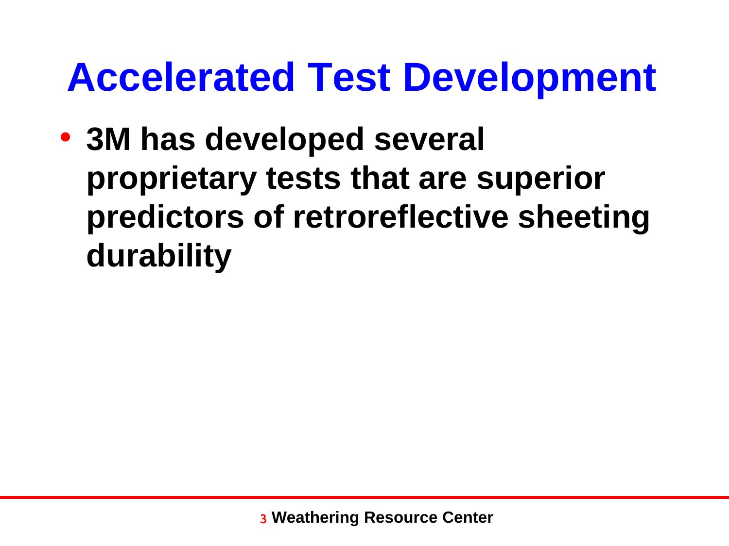# Accelerated Test Development

- **3M has developed several proprietary tests that are superior predictors of retroreflective sheeting durability**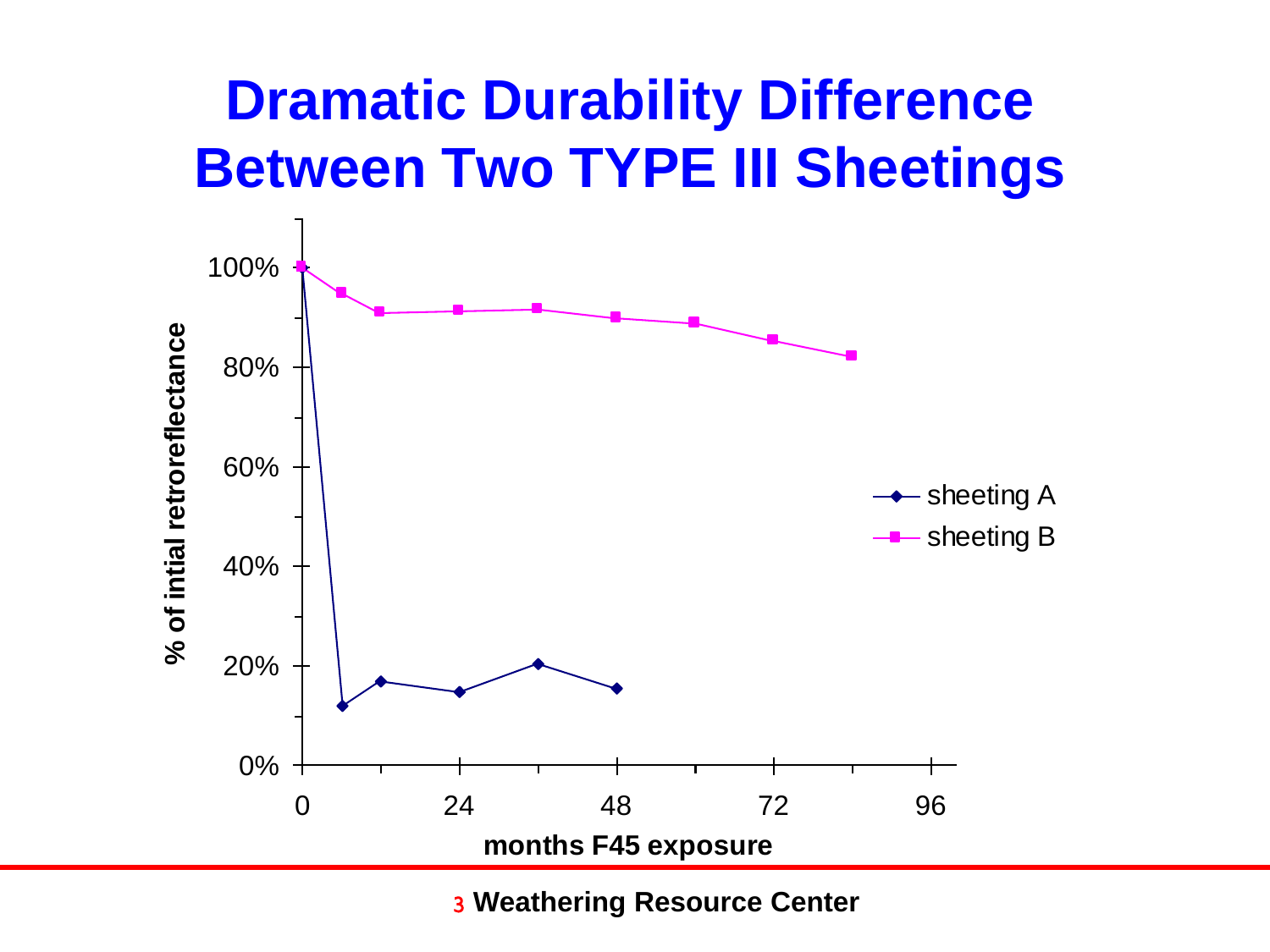# Dramatic Durability Difference Between Two TYPE III Sheetings

% of intial retroreflectance

100%

80%

60%

40%

20%

0%

0 24 48 72 96

months F45 exposure

- sheeting A
- sheeting B

Weathering Resource Center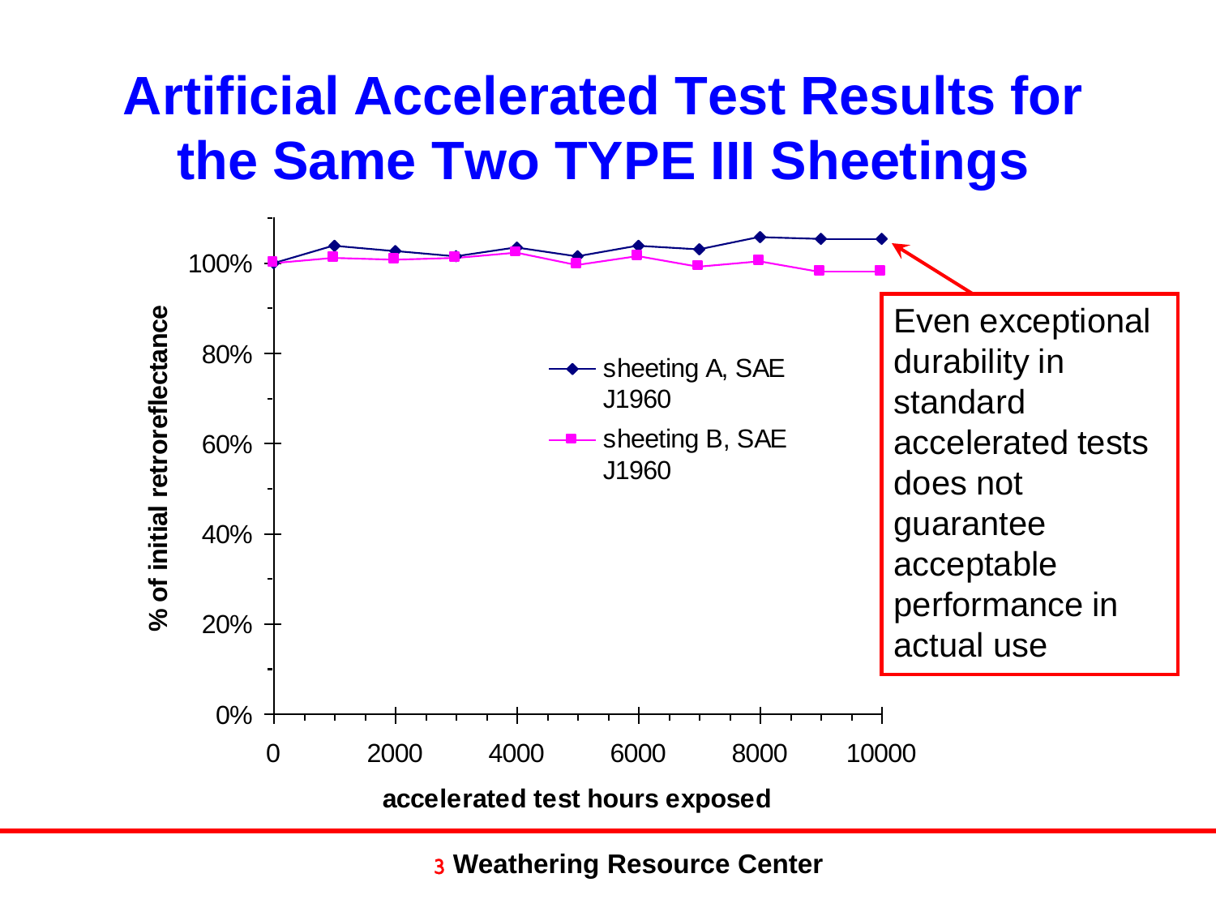# Artificial Accelerated Test Results for the Same Two TYPE III Sheetings

% of initial retroreflectance

accelerated test hours exposed

- sheeting A, SAE J1960
- sheeting B, SAE J1960

Even exceptional durability in standard accelerated tests does not guarantee acceptable performance in actual use

Weathering Resource Center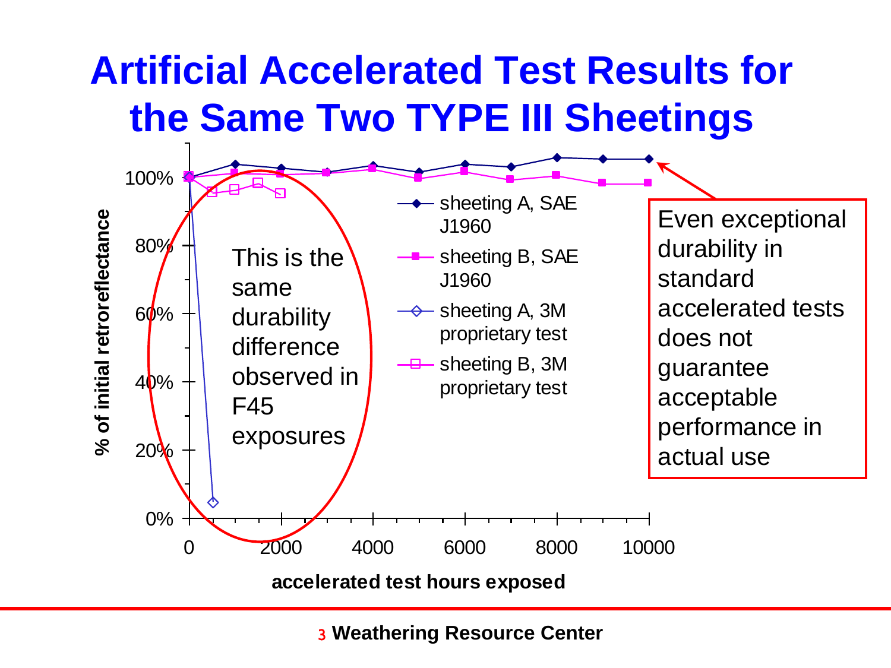# Artificial Accelerated Test Results for the Same Two TYPE III Sheetings

% of initial retroreflectance

100%
80%
60%
40%
20%
0%

0 2000 4000 6000 8000 10000

accelerated test hours exposed

- sheeting A, SAE J1960
- sheeting B, SAE J1960
- sheeting A, 3M proprietary test
- sheeting B, 3M proprietary test

This is the same durability difference observed in F45 exposures

Even exceptional durability in standard accelerated tests does not guarantee acceptable performance in actual use

**Weathering Resource Center**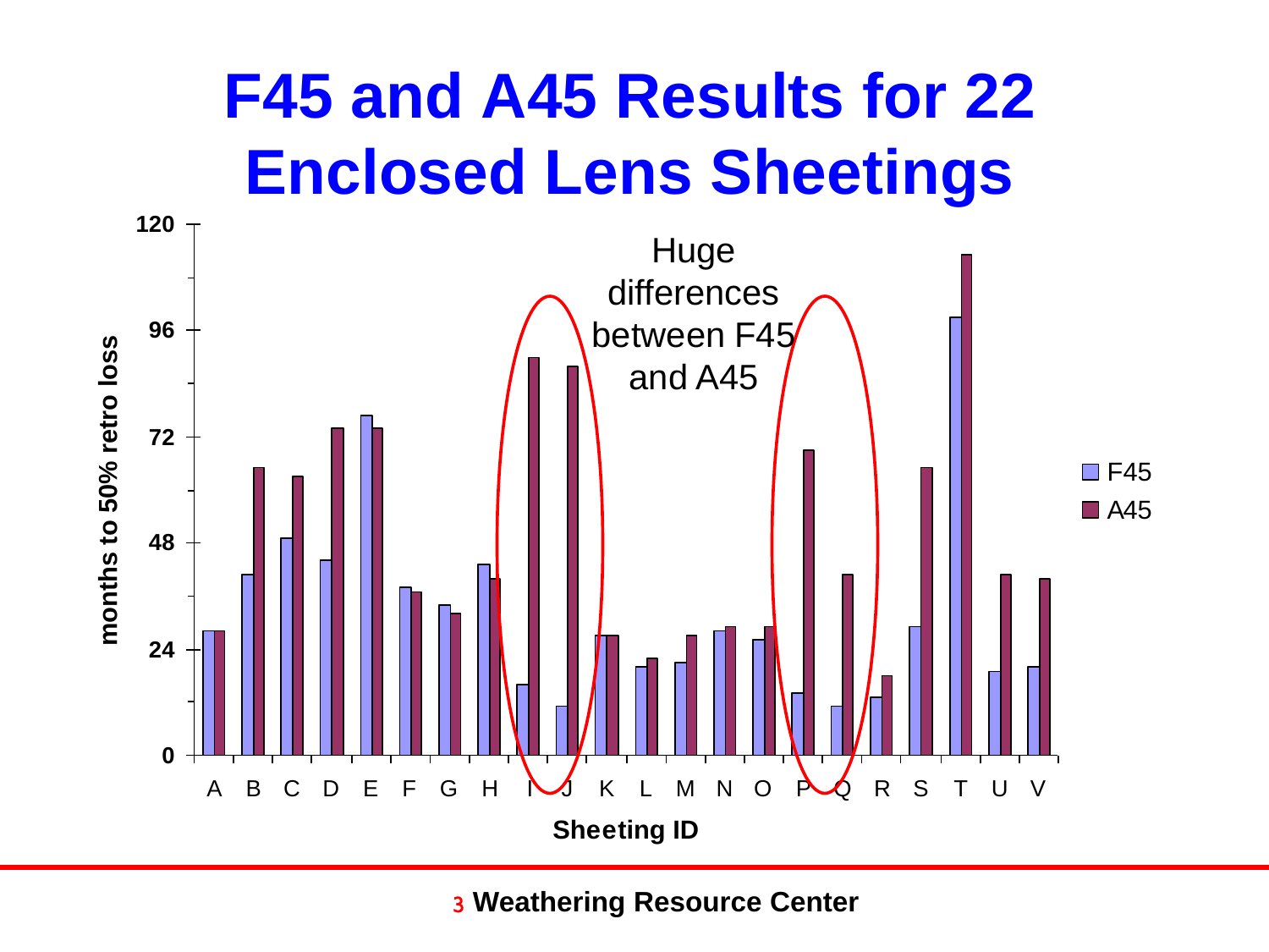# F45 and A45 Results for 22 Enclosed Lens Sheetings

Huge differences between F45 and A45

months to 50% retro loss

Sheeting ID

F45

A45

Weathering Resource Center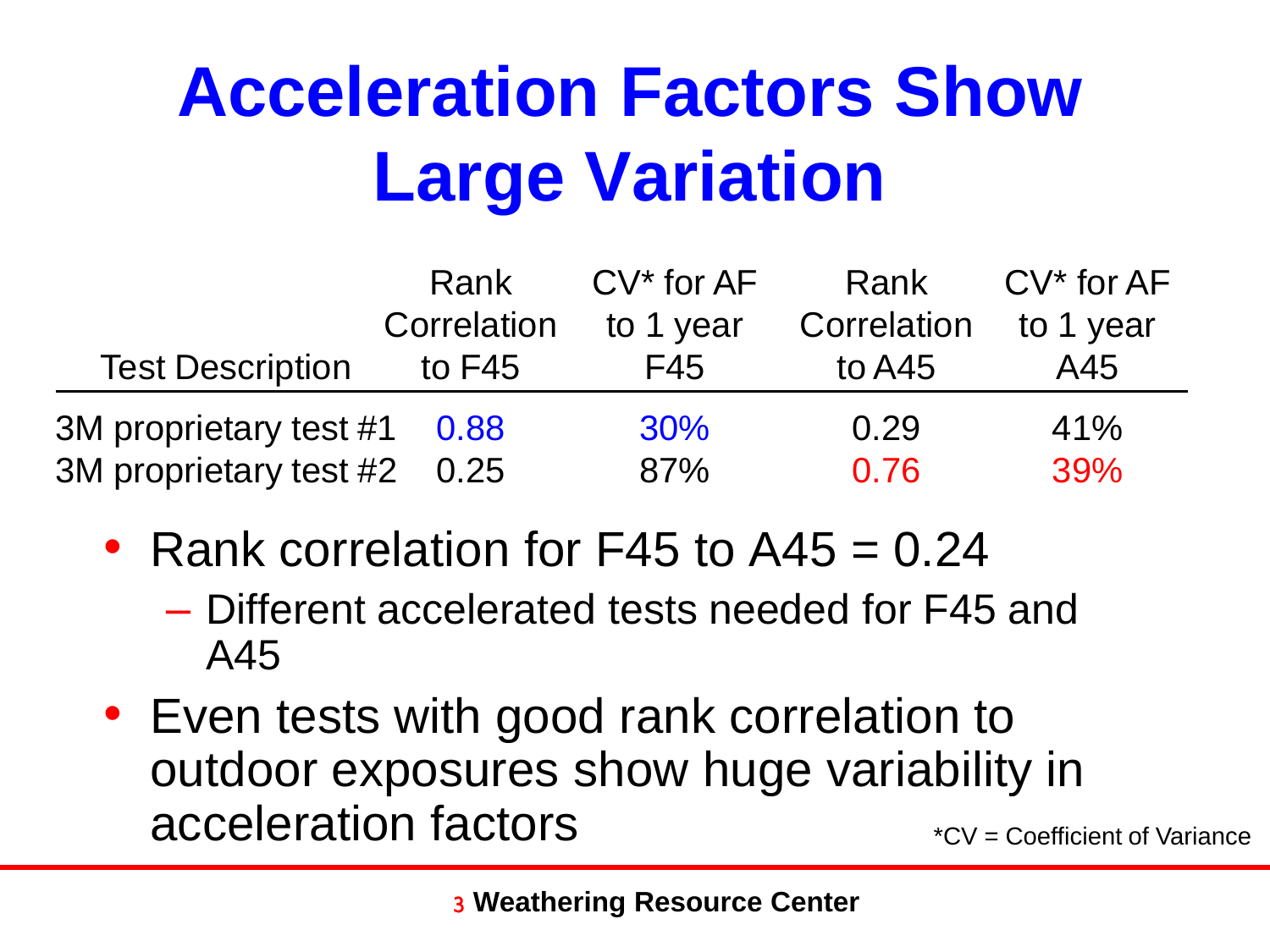# Acceleration Factors Show Large Variation

| Test Description | Rank Correlation to F45 | CV* for AF to 1 year F45 | Rank Correlation to A45 | CV* for AF to 1 year A45 |
|---|---|---|---|---|
| 3M proprietary test #1 | 0.88 | 30% | 0.29 | 41% |
| 3M proprietary test #2 | 0.25 | 87% | 0.76 | 39% |

- Rank correlation for F45 to A45 = 0.24
  - Different accelerated tests needed for F45 and A45
- Even tests with good rank correlation to outdoor exposures show huge variability in acceleration factors

*CV = Coefficient of Variance

Weathering Resource Center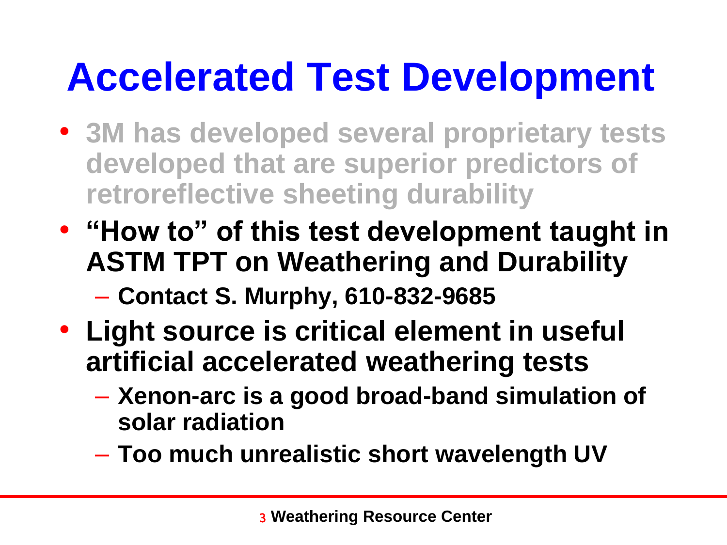# Accelerated Test Development

- 3M has developed several proprietary tests developed that are superior predictors of retroreflective sheeting durability
- "How to" of this test development taught in ASTM TPT on Weathering and Durability
  - Contact S. Murphy, 610-832-9685
- Light source is critical element in useful artificial accelerated weathering tests
  - Xenon-arc is a good broad-band simulation of solar radiation
  - Too much unrealistic short wavelength UV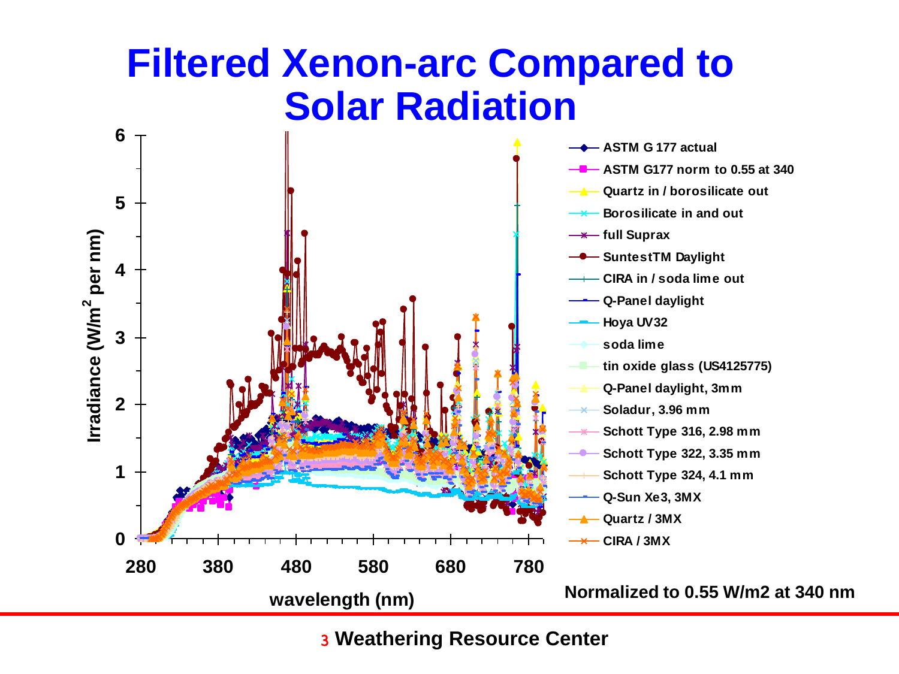# Filtered Xenon-arc Compared to Solar Radiation

Irradiance ($W/m^2$ per nm)

wavelength (nm)

- ASTM G 177 actual
- ASTM G177 norm to 0.55 at 340
- Quartz in / borosilicate out
- Borosilicate in and out
- full Suprax
- SuntestTM Daylight
- CIRA in / soda lime out
- Q-Panel daylight
- Hoya UV32
- soda lime
- tin oxide glass (US4125775)
- Q-Panel daylight, 3mm
- Soladur, 3.96 mm
- Schott Type 316, 2.98 mm
- Schott Type 322, 3.35 mm
- Schott Type 324, 4.1 mm
- Q-Sun Xe3, 3MX
- Quartz / 3MX
- CIRA / 3MX

Normalized to 0.55 W/m2 at 340 nm

Weathering Resource Center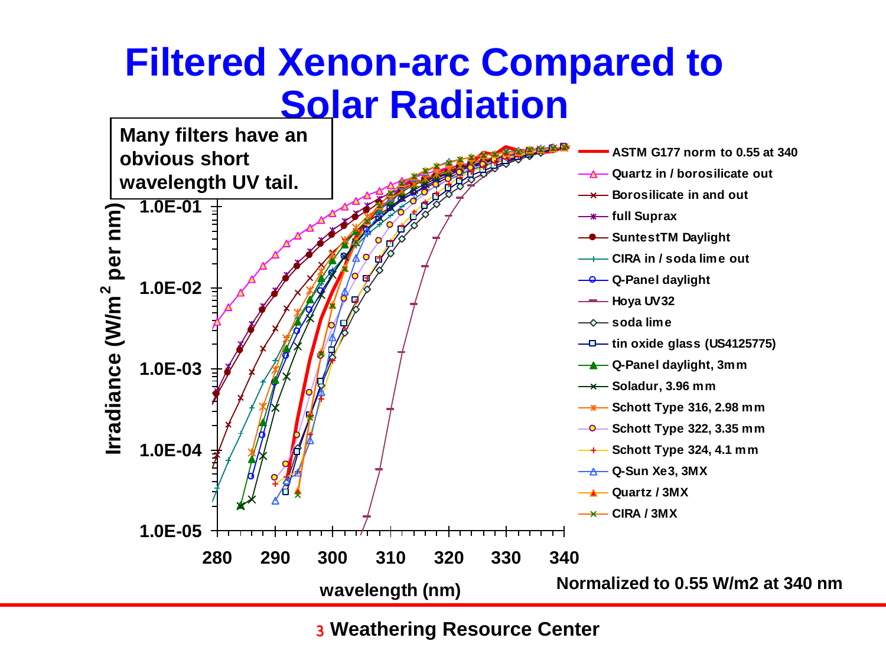# Filtered Xenon-arc Compared to Solar Radiation

**Many filters have an obvious short wavelength UV tail.**

Irradiance ($W/m^2$ per nm)

1.0E-01

1.0E-02

1.0E-03

1.0E-04

1.0E-05

280 290 300 310 320 330 340

wavelength (nm)

- ASTM G177 norm to 0.55 at 340
- Quartz in / borosilicate out
- Borosilicate in and out
- full Suprax
- SuntestTM Daylight
- CIRA in / soda lime out
- Q-Panel daylight
- Hoya UV32
- soda lime
- tin oxide glass (US4125775)
- Q-Panel daylight, 3mm
- Soladur, 3.96 mm
- Schott Type 316, 2.98 mm
- Schott Type 322, 3.35 mm
- Schott Type 324, 4.1 mm
- Q-Sun Xe3, 3MX
- Quartz / 3MX
- CIRA / 3MX

Normalized to 0.55 W/m2 at 340 nm

Weathering Resource Center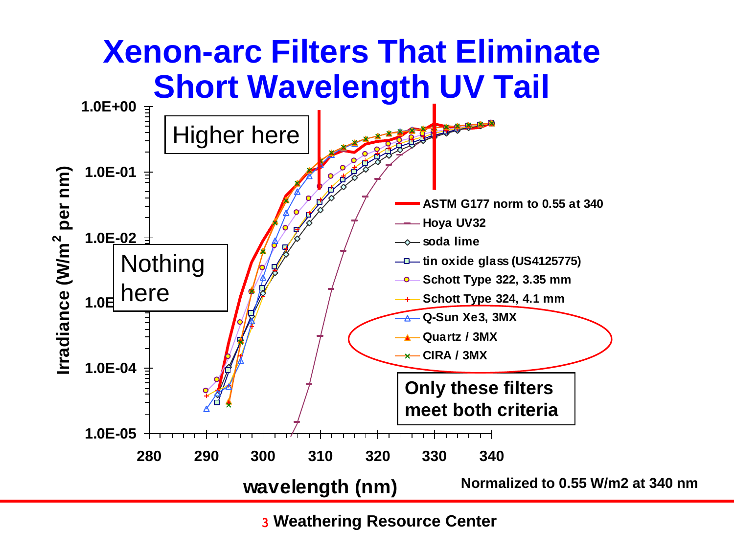# Xenon-arc Filters That Eliminate Short Wavelength UV Tail

Higher here

Nothing here

Irradiance ($W/m^2$ per nm)

1.0E+00

1.0E-01

1.0E-02

1.0E-03

1.0E-04

1.0E-05

280 290 300 310 320 330 340

wavelength (nm)

- ASTM G177 norm to 0.55 at 340
- Hoya UV32
- soda lime
- tin oxide glass (US4125775)
- Schott Type 322, 3.35 mm
- Schott Type 324, 4.1 mm
- Q-Sun Xe3, 3MX
- Quartz / 3MX
- CIRA / 3MX

**Only these filters meet both criteria**

**Normalized to 0.55 W/m2 at 340 nm**

**Weathering Resource Center**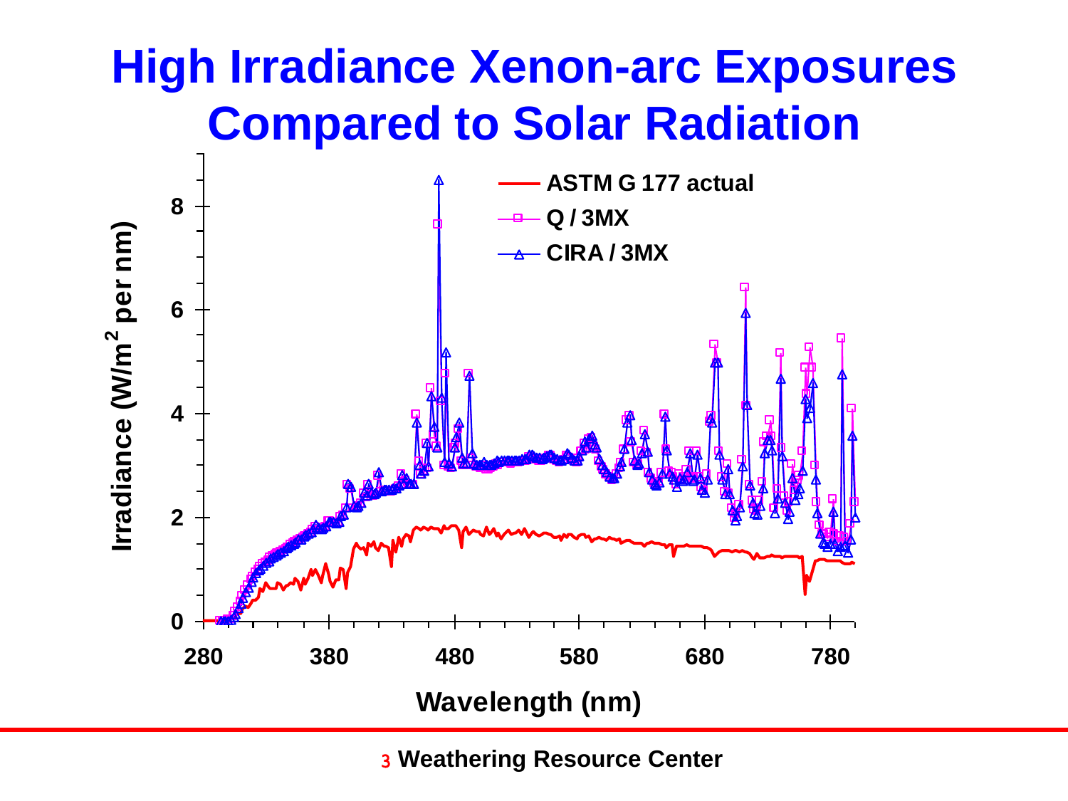# High Irradiance Xenon-arc Exposures Compared to Solar Radiation

Irradiance ($W/m^2$ per nm)

Wavelength (nm)

- ASTM G 177 actual
- Q / 3MX
- CIRA / 3MX

Weathering Resource Center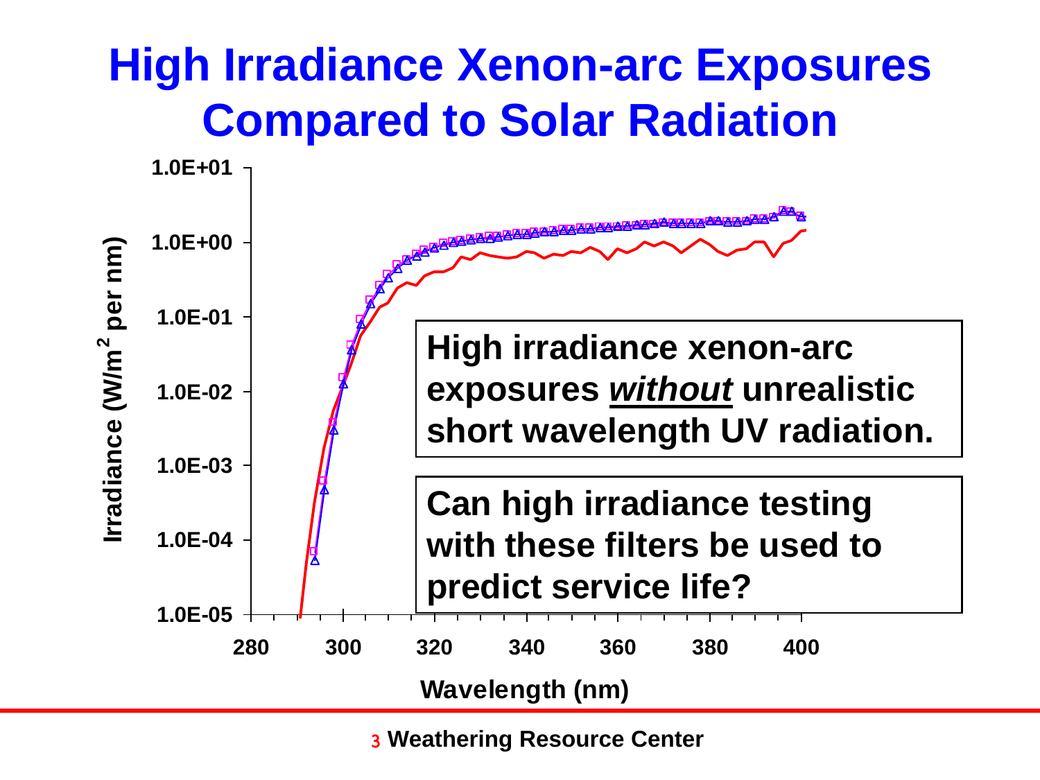# High Irradiance Xenon-arc Exposures Compared to Solar Radiation

**High irradiance xenon-arc exposures *without* unrealistic short wavelength UV radiation.**

**Can high irradiance testing with these filters be used to predict service life?**

Irradiance ($W/m^2$ per nm)

1.0E+01
1.0E+00
1.0E-01
1.0E-02
1.0E-03
1.0E-04
1.0E-05

280 300 320 340 360 380 400

Wavelength (nm)

Weathering Resource Center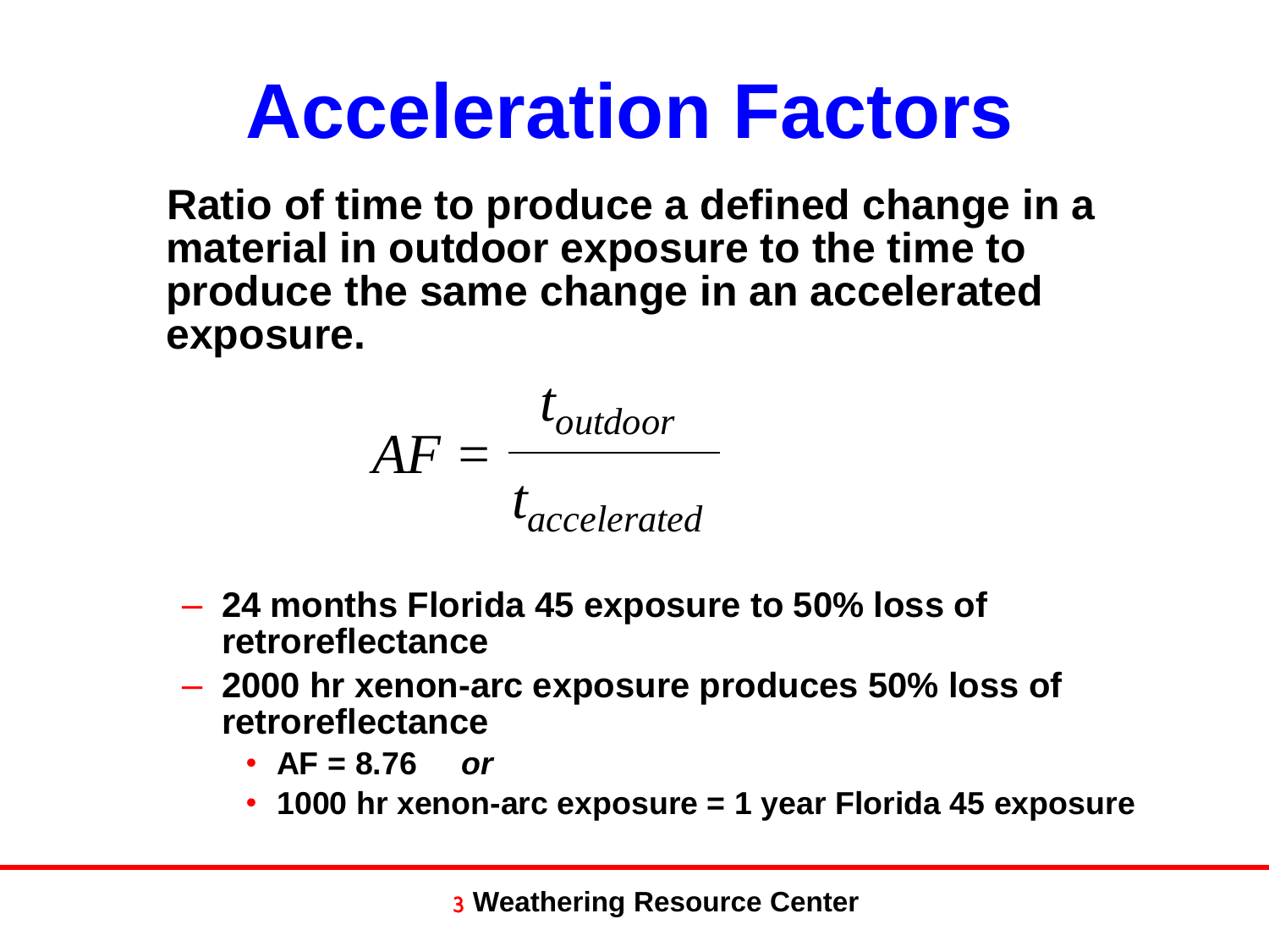# Acceleration Factors

**Ratio of time to produce a defined change in a material in outdoor exposure to the time to produce the same change in an accelerated exposure.**

$$AF = \frac{t_{outdoor}}{t_{accelerated}}$$

- **24 months Florida 45 exposure to 50% loss of retroreflectance**
- **2000 hr xenon-arc exposure produces 50% loss of retroreflectance**
  - **AF = 8.76** ***or***
  - **1000 hr xenon-arc exposure = 1 year Florida 45 exposure**

**Weathering Resource Center**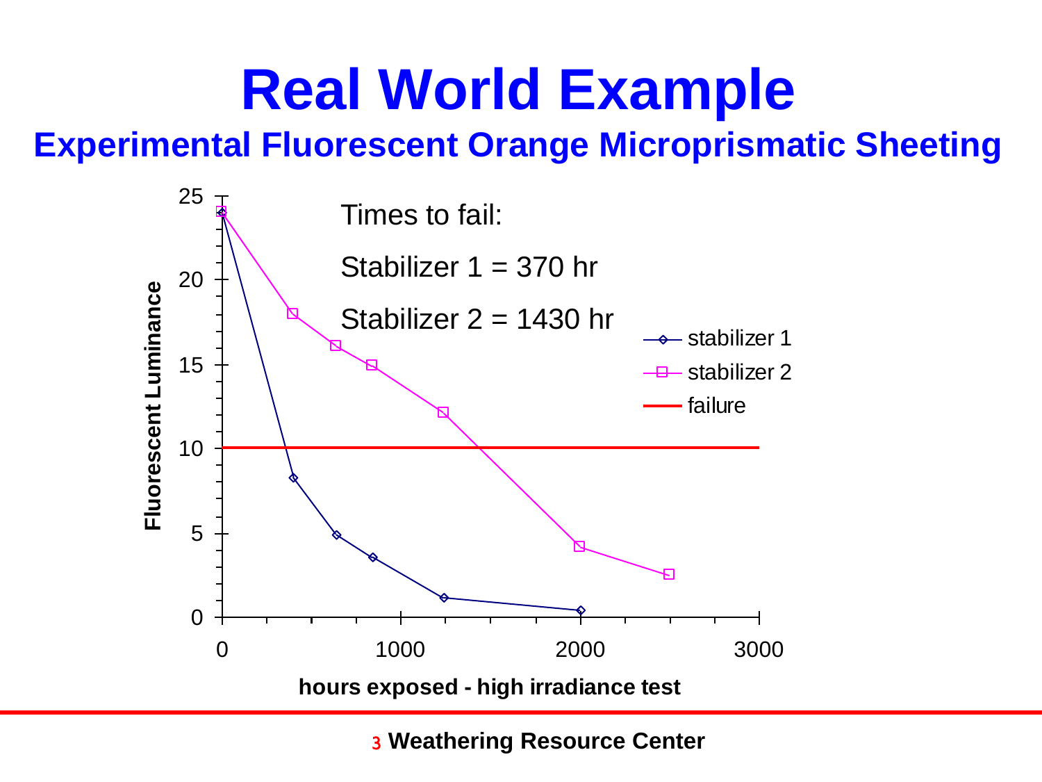# Real World Example

## Experimental Fluorescent Orange Microprismatic Sheeting

Times to fail:

Stabilizer 1 = 370 hr

Stabilizer 2 = 1430 hr

Legend: stabilizer 1, stabilizer 2, failure

Y-axis: Fluorescent Luminance (0–25)

X-axis: hours exposed - high irradiance test (0–3000)

Weathering Resource Center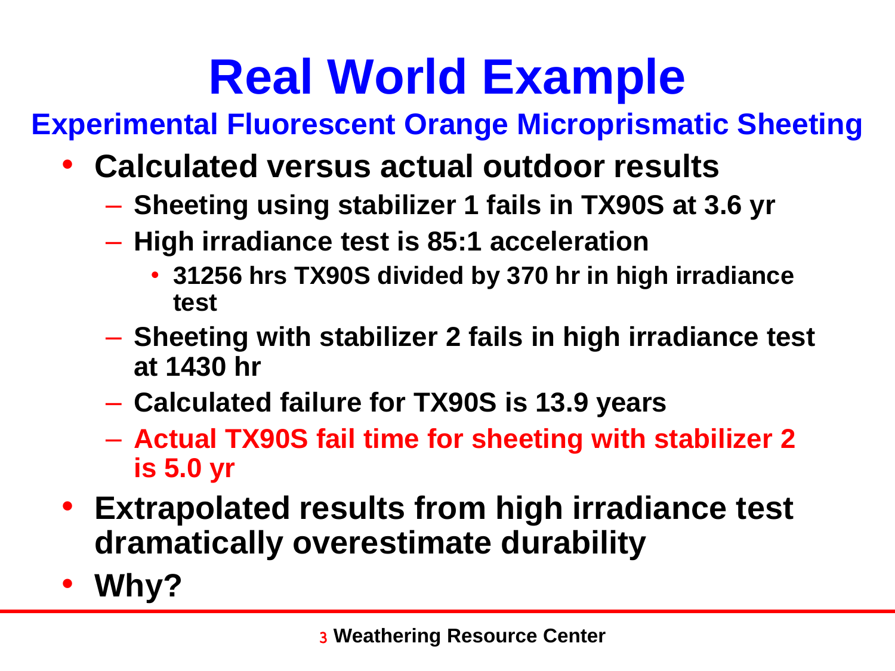# Real World Example

## Experimental Fluorescent Orange Microprismatic Sheeting

- **Calculated versus actual outdoor results**
  - **Sheeting using stabilizer 1 fails in TX90S at 3.6 yr**
  - **High irradiance test is 85:1 acceleration**
    - **31256 hrs TX90S divided by 370 hr in high irradiance test**
  - **Sheeting with stabilizer 2 fails in high irradiance test at 1430 hr**
  - **Calculated failure for TX90S is 13.9 years**
  - **Actual TX90S fail time for sheeting with stabilizer 2 is 5.0 yr**
- **Extrapolated results from high irradiance test dramatically overestimate durability**
- **Why?**

**Weathering Resource Center**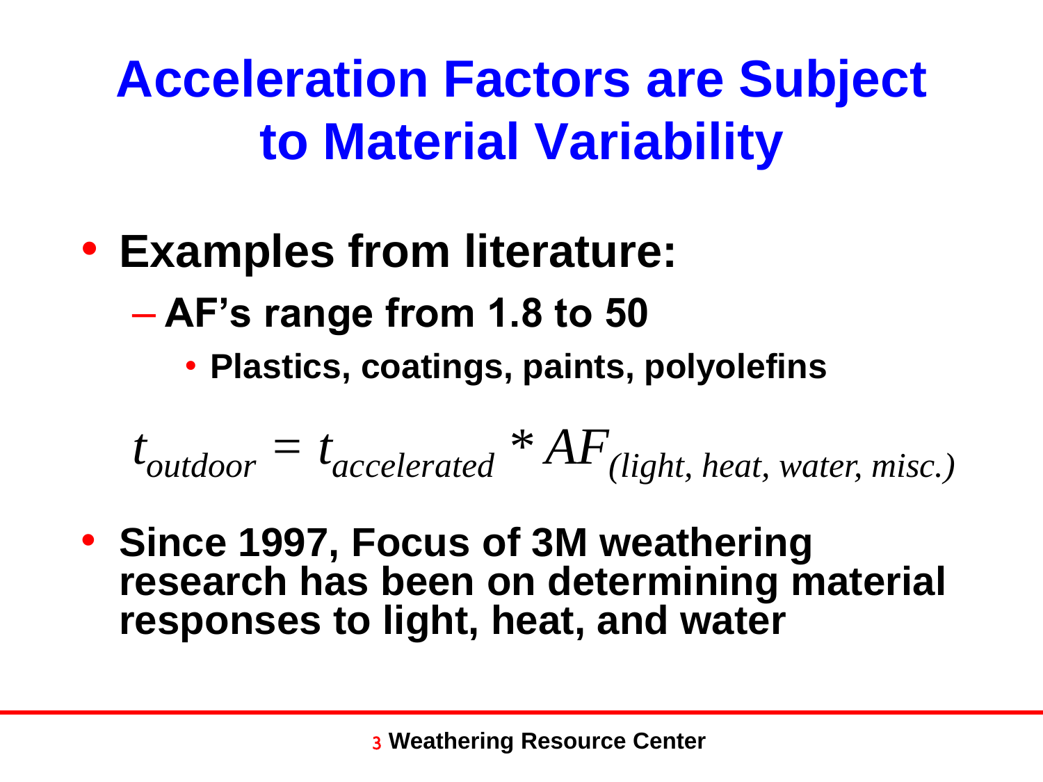# Acceleration Factors are Subject to Material Variability

- **Examples from literature:**
  - **AF's range from 1.8 to 50**
    - **Plastics, coatings, paints, polyolefins**

$$t_{outdoor} = t_{accelerated} * AF_{(light,\ heat,\ water,\ misc.)}$$

- **Since 1997, Focus of 3M weathering research has been on determining material responses to light, heat, and water**

**Weathering Resource Center**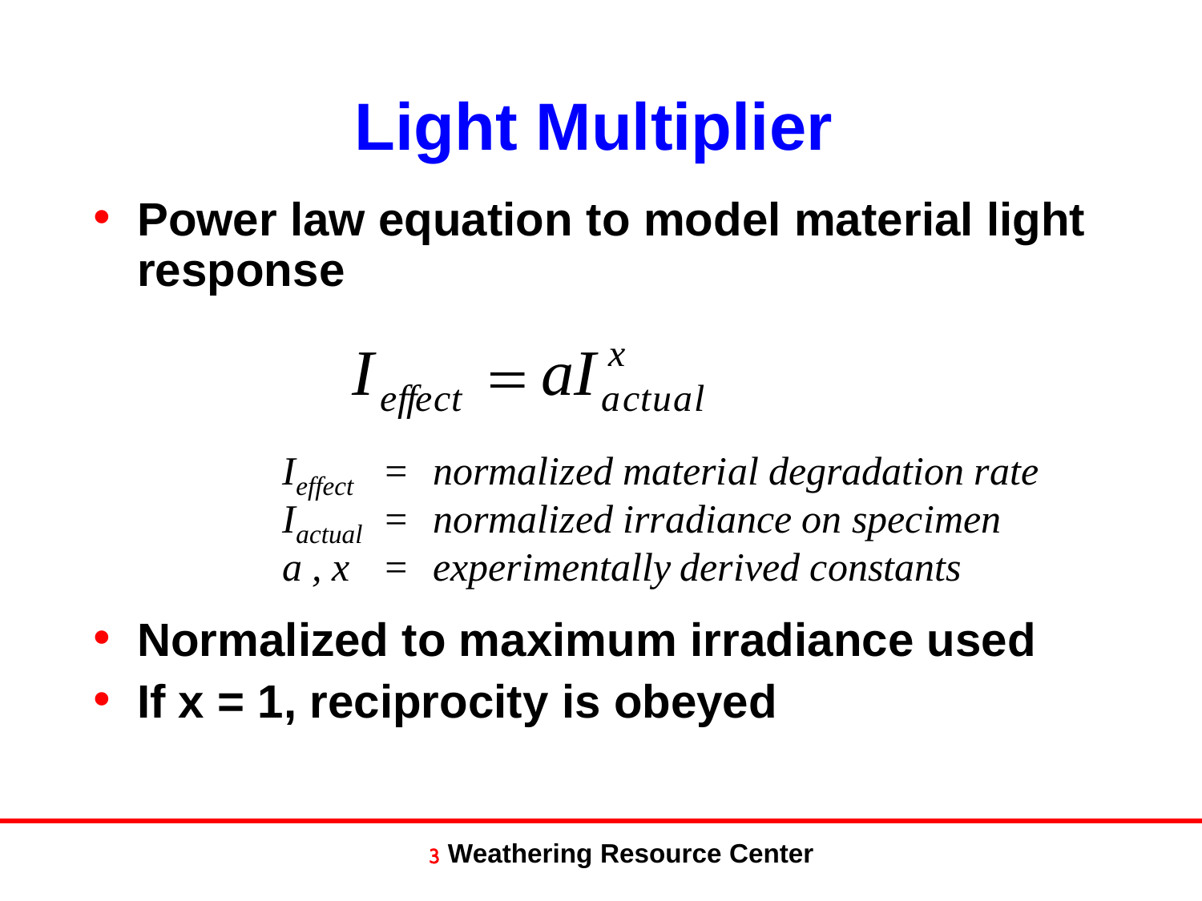# Light Multiplier

- **Power law equation to model material light response**

$$I_{effect} = aI_{actual}^{x}$$

$$\begin{aligned} I_{effect} &= \textit{normalized material degradation rate} \\ I_{actual} &= \textit{normalized irradiance on specimen} \\ a, x &= \textit{experimentally derived constants} \end{aligned}$$

- **Normalized to maximum irradiance used**
- **If x = 1, reciprocity is obeyed**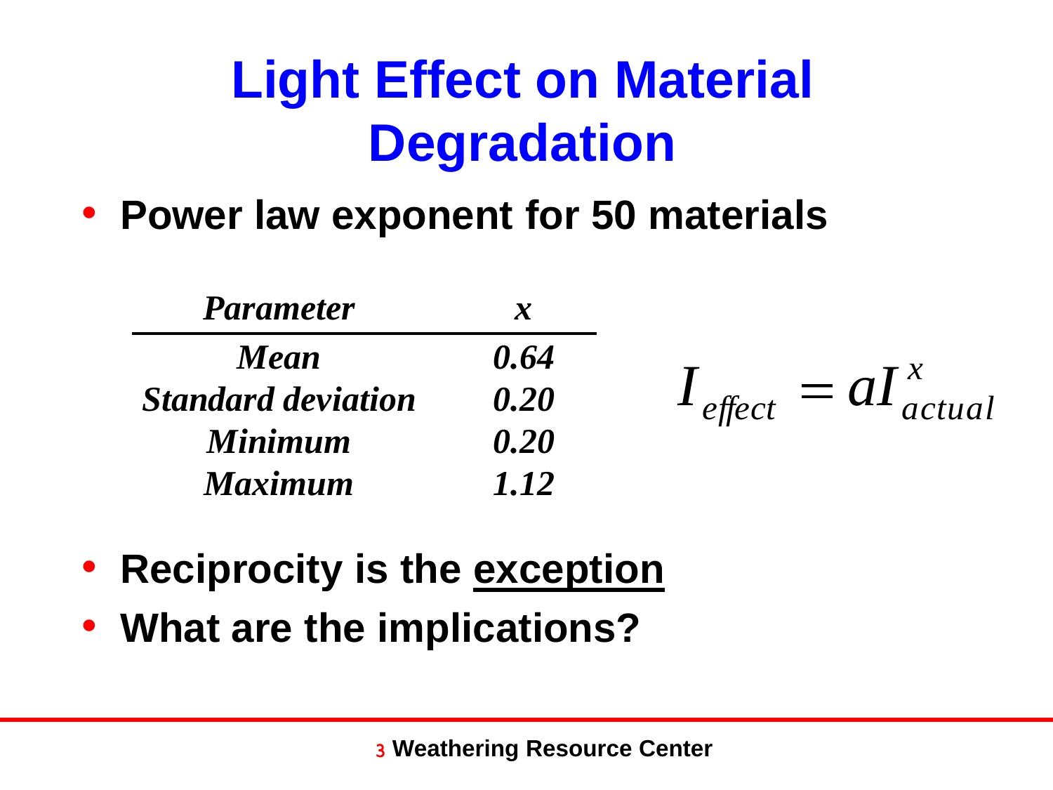# Light Effect on Material Degradation

- **Power law exponent for 50 materials**

| *Parameter* | *x* |
|---|---|
| *Mean* | *0.64* |
| *Standard deviation* | *0.20* |
| *Minimum* | *0.20* |
| *Maximum* | *1.12* |

$$I_{effect} = aI_{actual}^{x}$$

- **Reciprocity is the exception**
- **What are the implications?**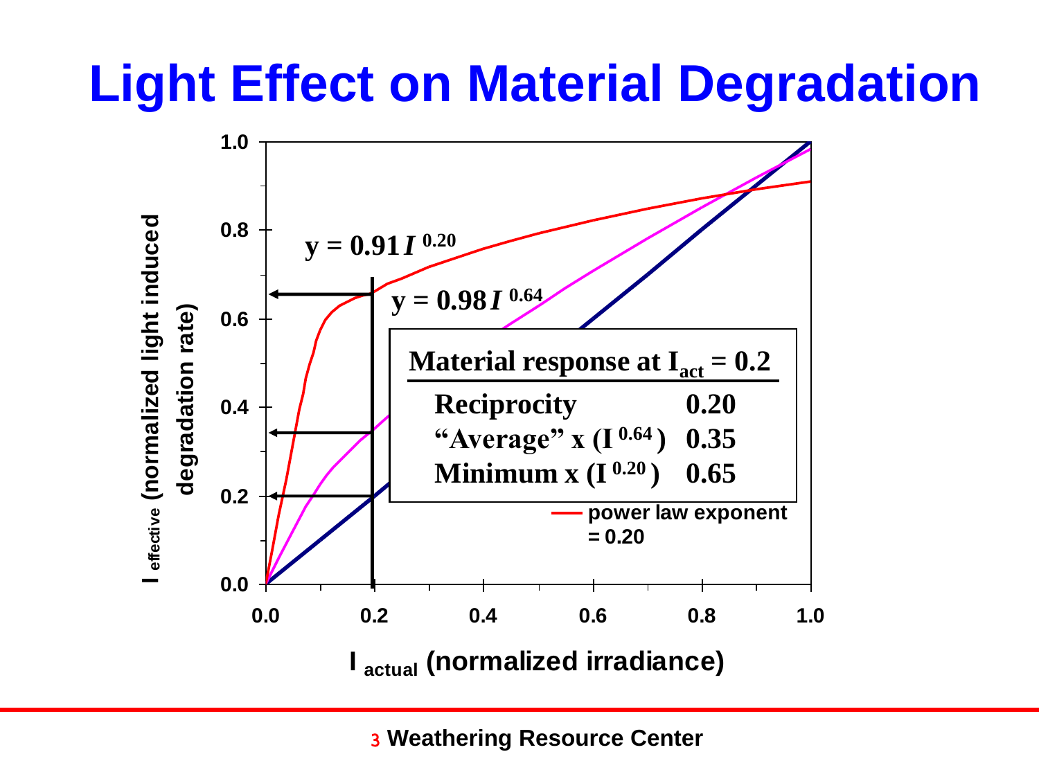# Light Effect on Material Degradation

$$y = 0.91 I^{0.20}$$

$$y = 0.98 I^{0.64}$$

| Material response at $I_{act} = 0.2$ | |
|---|---|
| Reciprocity | 0.20 |
| "Average" x ($I^{0.64}$) | 0.35 |
| Minimum x ($I^{0.20}$) | 0.65 |

power law exponent = 0.20

$I_{effective}$ (normalized light induced degradation rate)

$I_{actual}$ (normalized irradiance)

Weathering Resource Center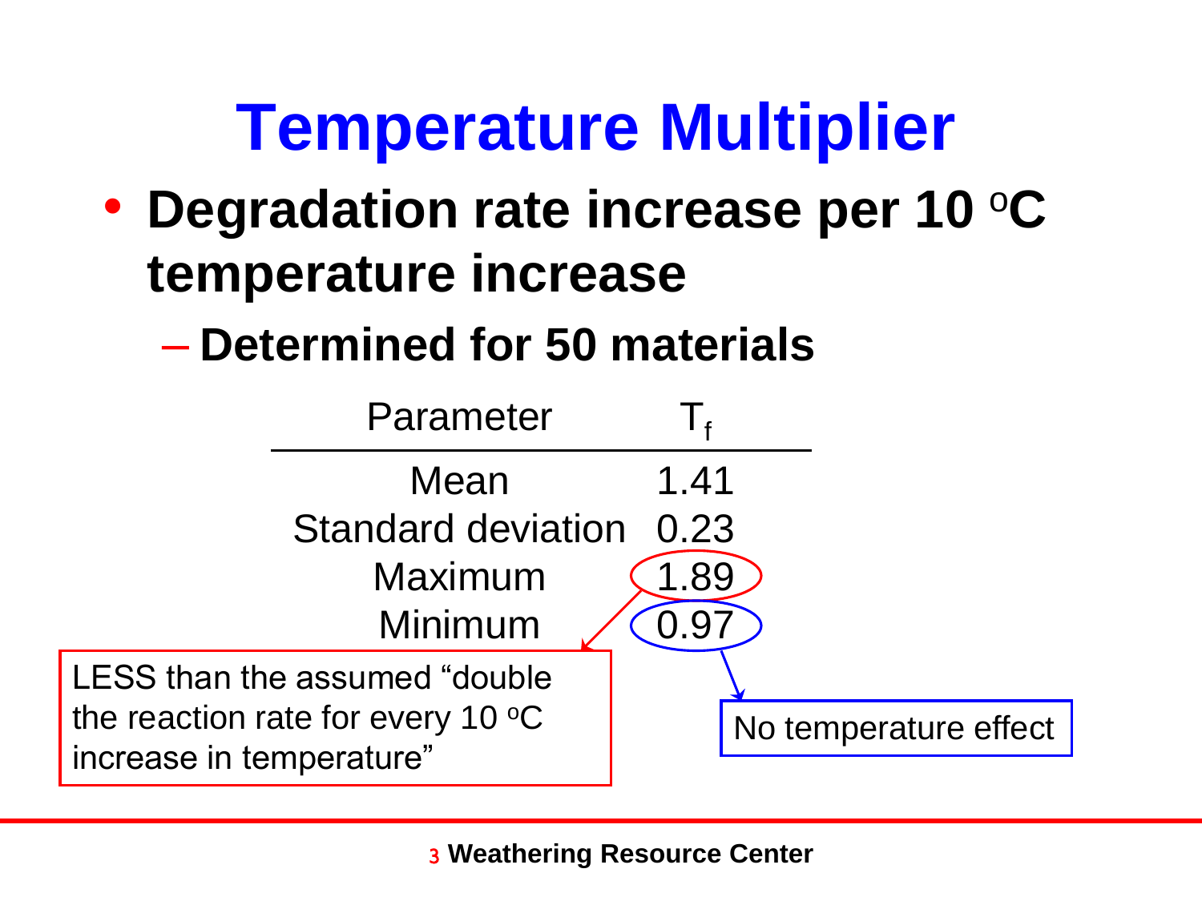# Temperature Multiplier

- **Degradation rate increase per 10 $^{o}$C temperature increase**
  - **Determined for 50 materials**

| Parameter | $T_f$ |
|---|---|
| Mean | 1.41 |
| Standard deviation | 0.23 |
| Maximum | 1.89 |
| Minimum | 0.97 |

LESS than the assumed "double the reaction rate for every 10 $^{o}$C increase in temperature"

No temperature effect

**Weathering Resource Center**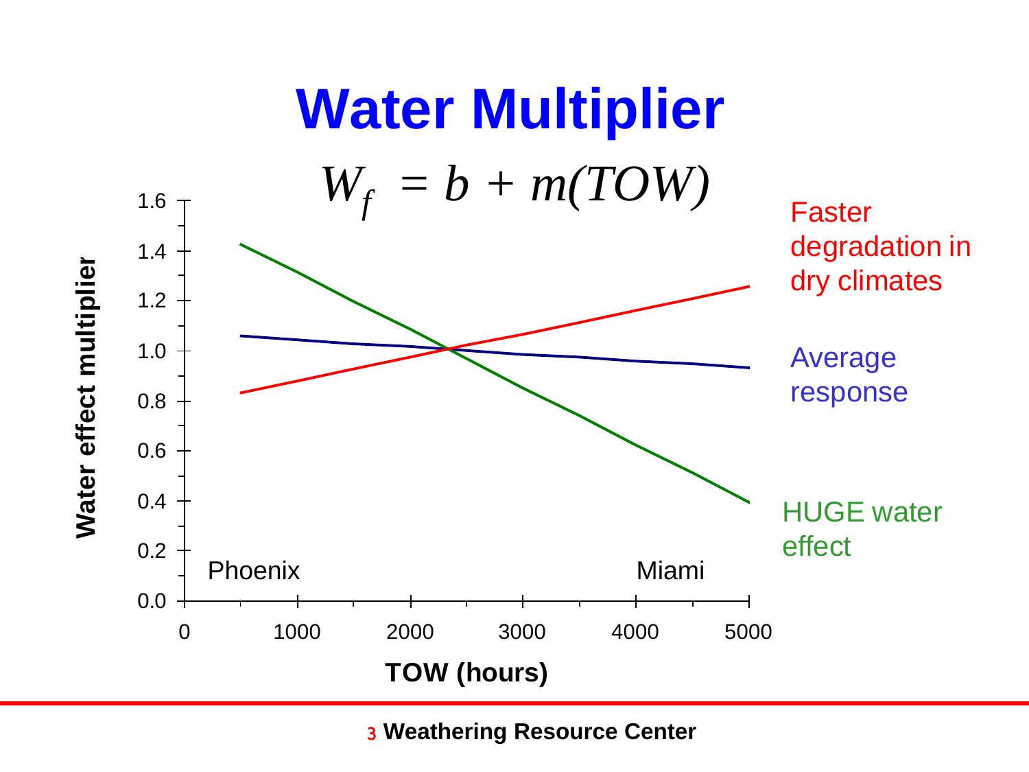# Water Multiplier

$$W_f = b + m(TOW)$$

Faster degradation in dry climates

Average response

HUGE water effect

Phoenix

Miami

Water effect multiplier

TOW (hours)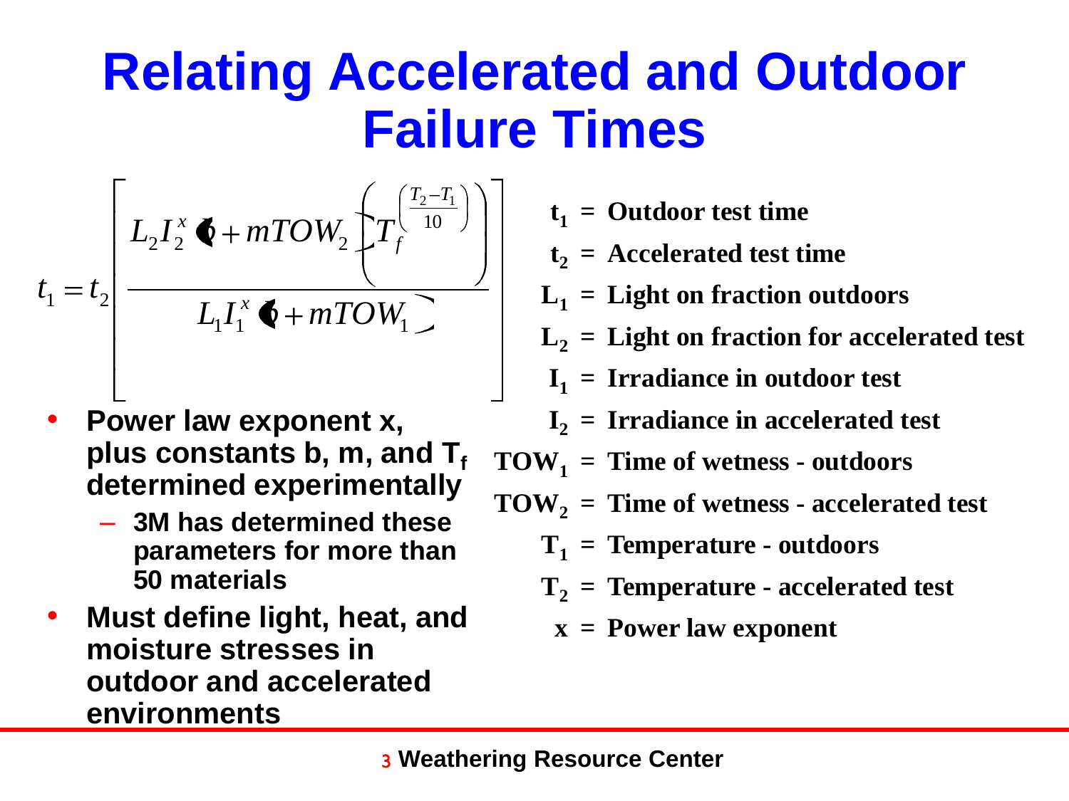# Relating Accelerated and Outdoor Failure Times

$$t_1 = t_2 \left[ \frac{L_2 I_2^x (b + mTOW_2) \left( T_f^{\left(\frac{T_2 - T_1}{10}\right)} \right)}{L_1 I_1^x (b + mTOW_1)} \right]$$

- **Power law exponent x, plus constants b, m, and $T_f$ determined experimentally**
  - **3M has determined these parameters for more than 50 materials**
- **Must define light, heat, and moisture stresses in outdoor and accelerated environments**

**$t_1$ = Outdoor test time**

**$t_2$ = Accelerated test time**

**$L_1$ = Light on fraction outdoors**

**$L_2$ = Light on fraction for accelerated test**

**$I_1$ = Irradiance in outdoor test**

**$I_2$ = Irradiance in accelerated test**

**$TOW_1$ = Time of wetness - outdoors**

**$TOW_2$ = Time of wetness - accelerated test**

**$T_1$ = Temperature - outdoors**

**$T_2$ = Temperature - accelerated test**

**x = Power law exponent**

**Weathering Resource Center**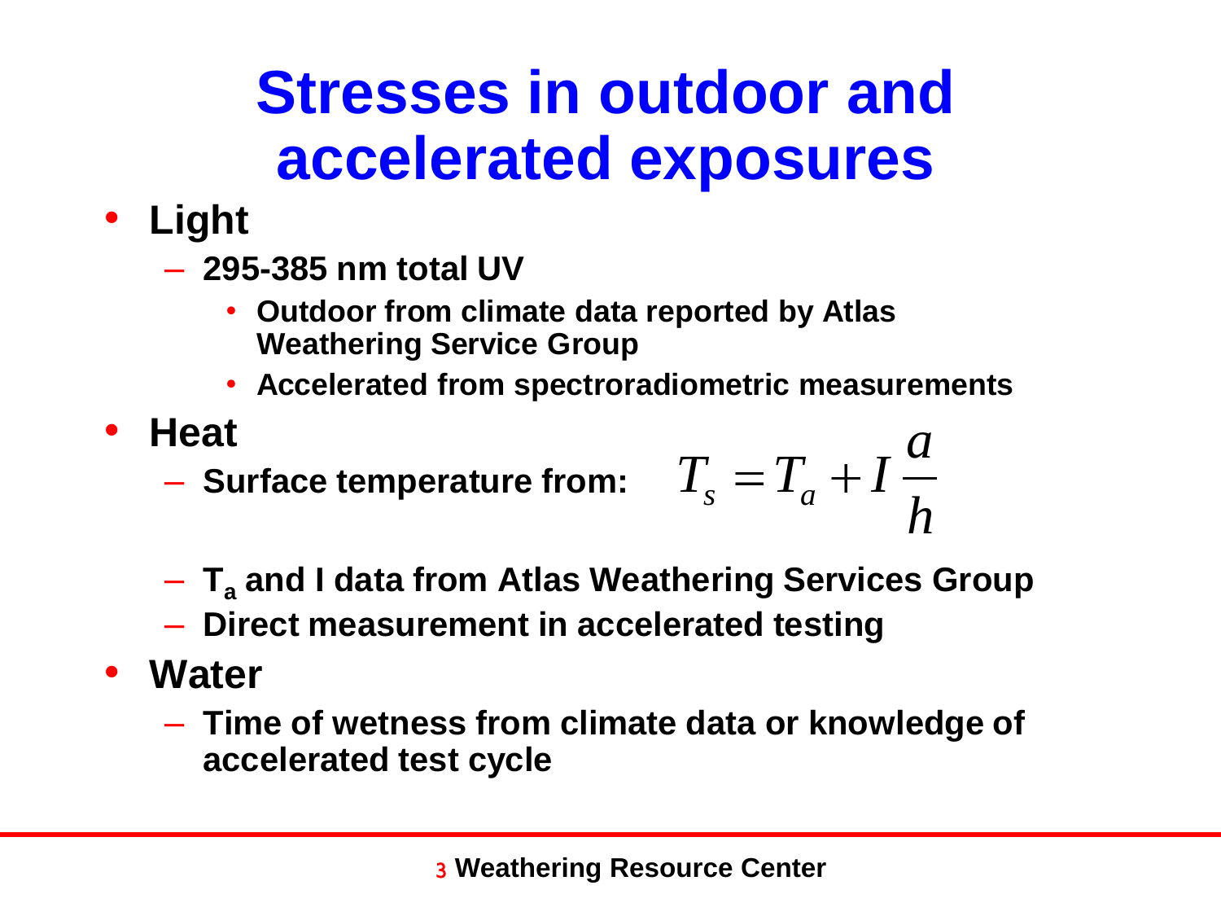# Stresses in outdoor and accelerated exposures

- **Light**
  - **295-385 nm total UV**
    - **Outdoor from climate data reported by Atlas Weathering Service Group**
    - **Accelerated from spectroradiometric measurements**
- **Heat**
  - **Surface temperature from:** $T_s = T_a + I\dfrac{a}{h}$
  - **$T_a$ and I data from Atlas Weathering Services Group**
  - **Direct measurement in accelerated testing**
- **Water**
  - **Time of wetness from climate data or knowledge of accelerated test cycle**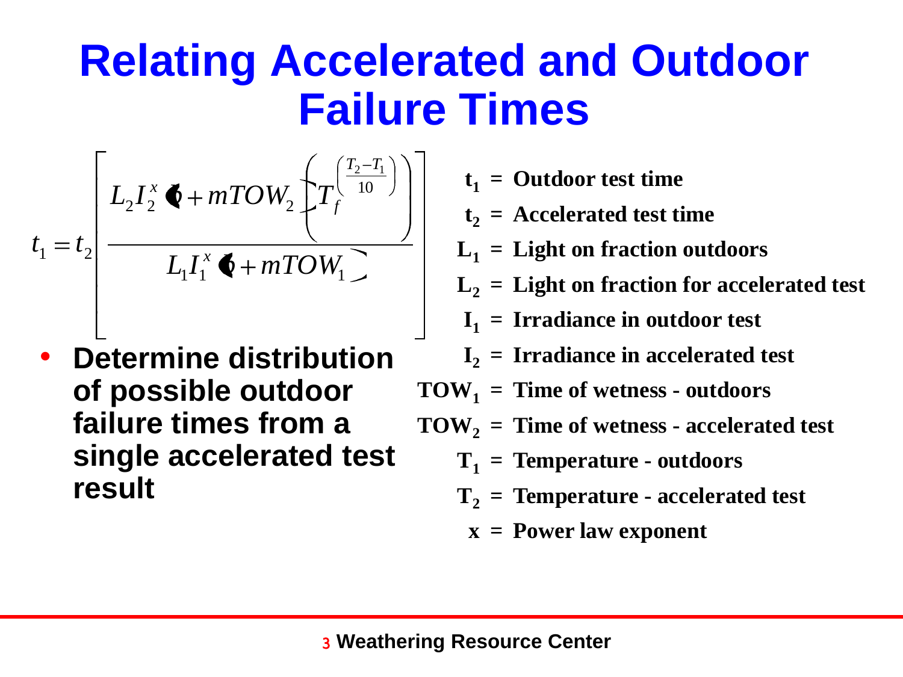# Relating Accelerated and Outdoor Failure Times

$$t_1 = t_2 \left[ \frac{L_2 I_2^x (1 + mTOW_2) \left( T_f^{\left(\frac{T_2 - T_1}{10}\right)} \right)}{L_1 I_1^x (1 + mTOW_1)} \right]$$

- **Determine distribution of possible outdoor failure times from a single accelerated test result**

**$t_1$ = Outdoor test time**

**$t_2$ = Accelerated test time**

**$L_1$ = Light on fraction outdoors**

**$L_2$ = Light on fraction for accelerated test**

**$I_1$ = Irradiance in outdoor test**

**$I_2$ = Irradiance in accelerated test**

**$TOW_1$ = Time of wetness - outdoors**

**$TOW_2$ = Time of wetness - accelerated test**

**$T_1$ = Temperature - outdoors**

**$T_2$ = Temperature - accelerated test**

**$x$ = Power law exponent**

**Weathering Resource Center**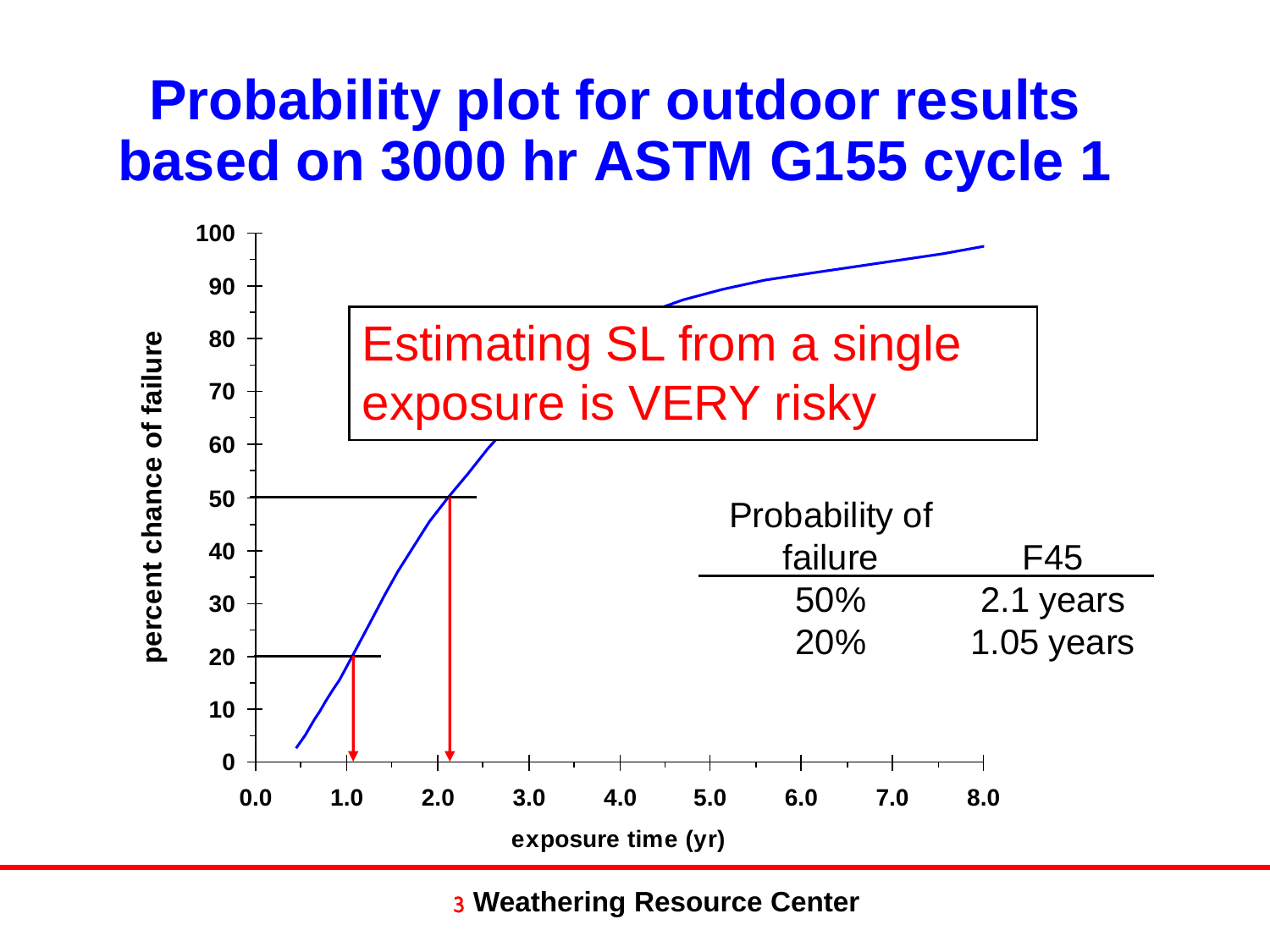# Probability plot for outdoor results based on 3000 hr ASTM G155 cycle 1

Estimating SL from a single exposure is VERY risky

| Probability of failure | F45 |
|---|---|
| 50% | 2.1 years |
| 20% | 1.05 years |

percent chance of failure

exposure time (yr)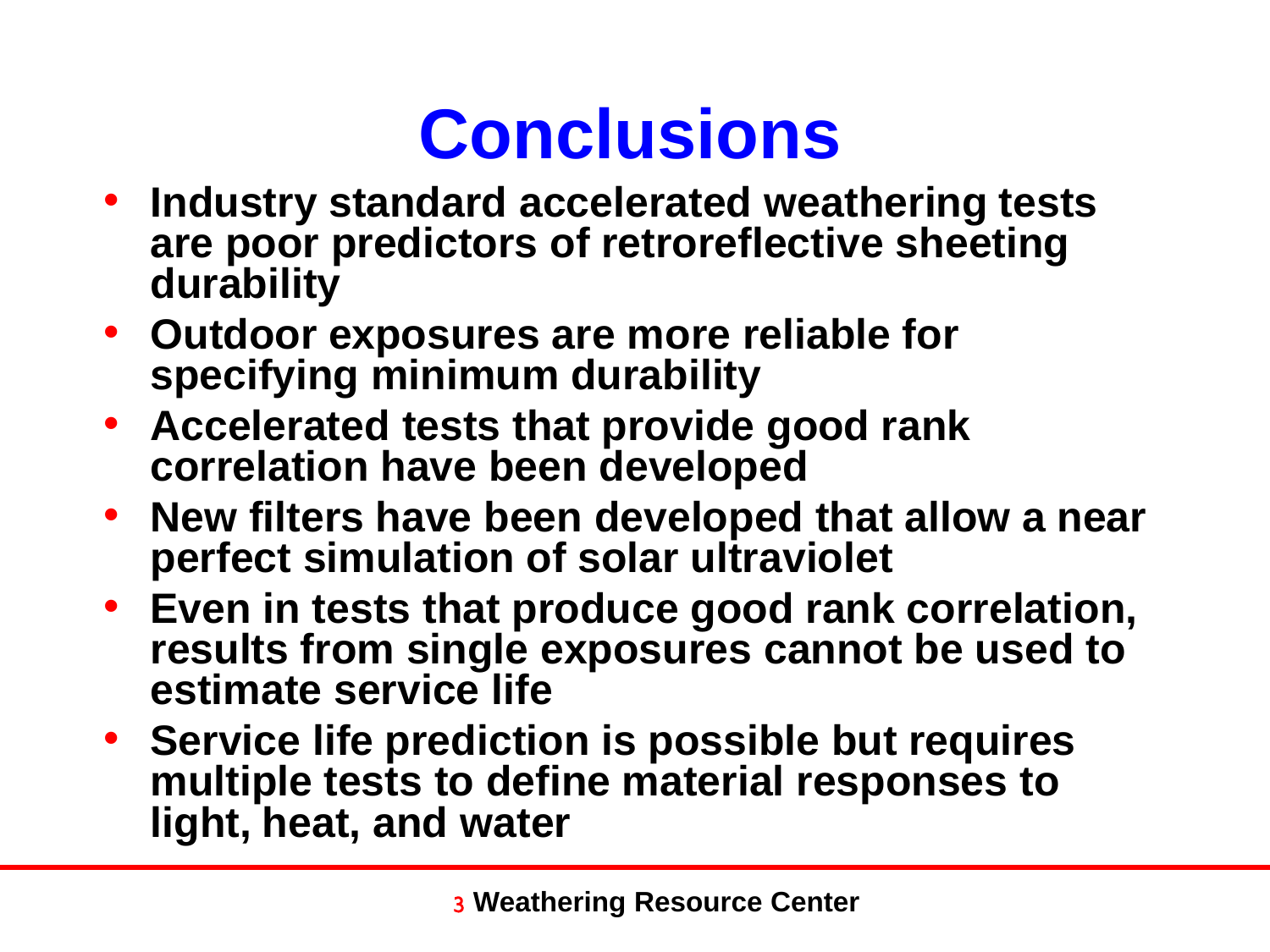# Conclusions

- **Industry standard accelerated weathering tests are poor predictors of retroreflective sheeting durability**
- **Outdoor exposures are more reliable for specifying minimum durability**
- **Accelerated tests that provide good rank correlation have been developed**
- **New filters have been developed that allow a near perfect simulation of solar ultraviolet**
- **Even in tests that produce good rank correlation, results from single exposures cannot be used to estimate service life**
- **Service life prediction is possible but requires multiple tests to define material responses to light, heat, and water**